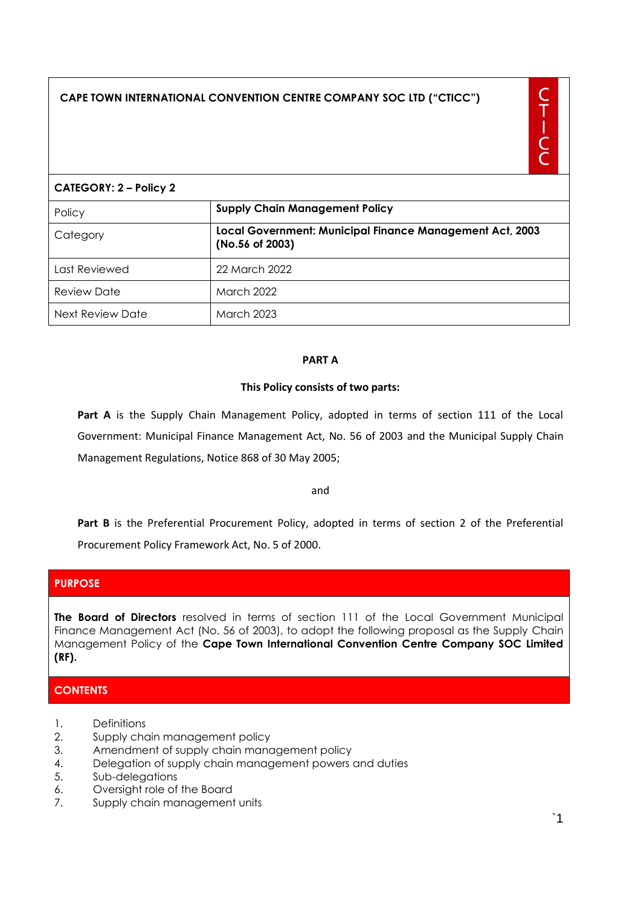# CAPE TOWN INTERNATIONAL CONVENTION CENTRE COMPANY SOC LTD ("CTICC")

CTICC

**CATEGORY: 2 – Policy 2**

| | |
|---|---|
| Policy | **Supply Chain Management Policy** |
| Category | **Local Government: Municipal Finance Management Act, 2003 (No.56 of 2003)** |
| Last Reviewed | 22 March 2022 |
| Review Date | March 2022 |
| Next Review Date | March 2023 |

## PART A

**This Policy consists of two parts:**

**Part A** is the Supply Chain Management Policy, adopted in terms of section 111 of the Local Government: Municipal Finance Management Act, No. 56 of 2003 and the Municipal Supply Chain Management Regulations, Notice 868 of 30 May 2005;

and

**Part B** is the Preferential Procurement Policy, adopted in terms of section 2 of the Preferential Procurement Policy Framework Act, No. 5 of 2000.

## PURPOSE

**The Board of Directors** resolved in terms of section 111 of the Local Government Municipal Finance Management Act (No. 56 of 2003), to adopt the following proposal as the Supply Chain Management Policy of the **Cape Town International Convention Centre Company SOC Limited (RF).**

## CONTENTS

1. Definitions
2. Supply chain management policy
3. Amendment of supply chain management policy
4. Delegation of supply chain management powers and duties
5. Sub-delegations
6. Oversight role of the Board
7. Supply chain management units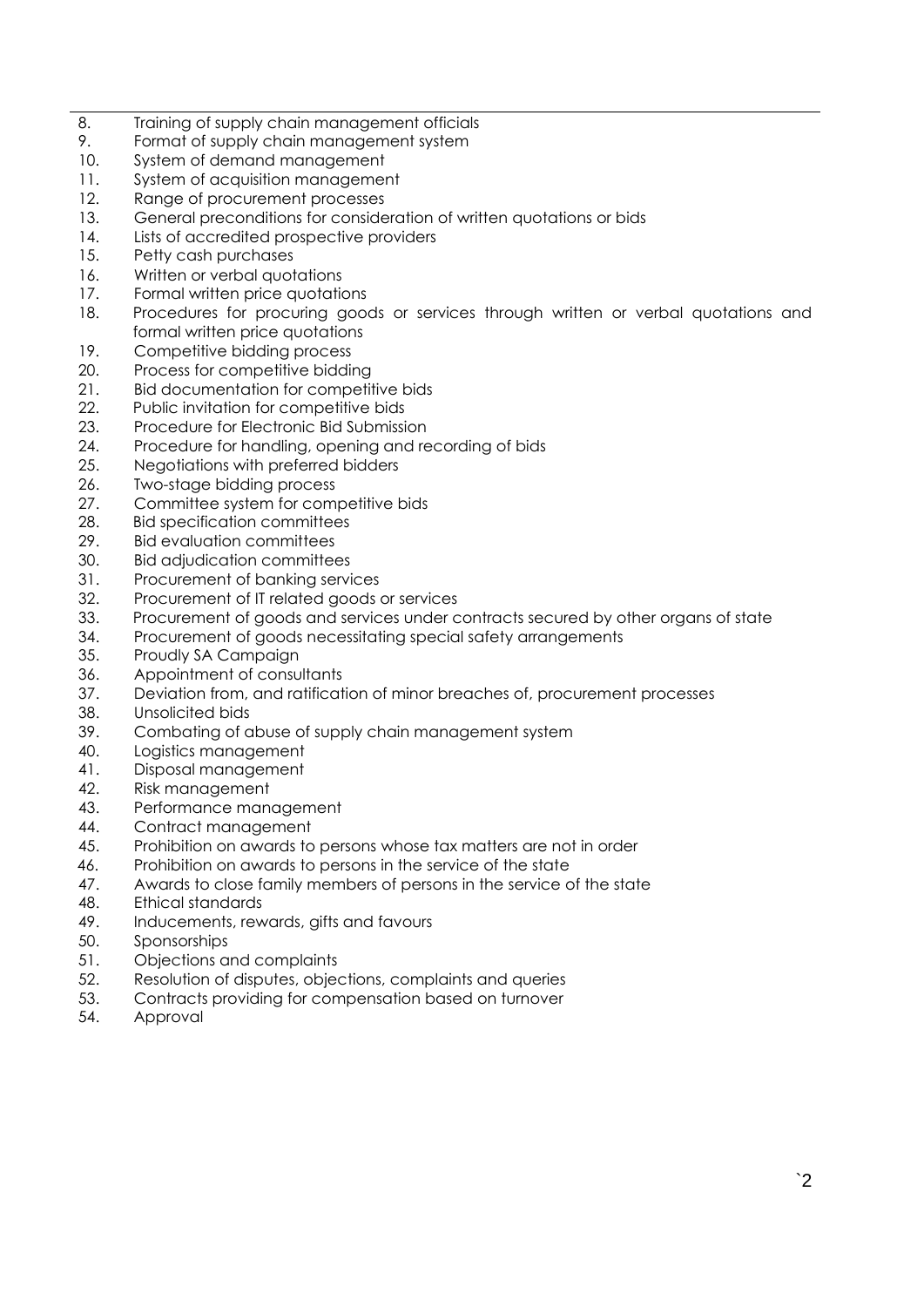8. Training of supply chain management officials
9. Format of supply chain management system
10. System of demand management
11. System of acquisition management
12. Range of procurement processes
13. General preconditions for consideration of written quotations or bids
14. Lists of accredited prospective providers
15. Petty cash purchases
16. Written or verbal quotations
17. Formal written price quotations
18. Procedures for procuring goods or services through written or verbal quotations and formal written price quotations
19. Competitive bidding process
20. Process for competitive bidding
21. Bid documentation for competitive bids
22. Public invitation for competitive bids
23. Procedure for Electronic Bid Submission
24. Procedure for handling, opening and recording of bids
25. Negotiations with preferred bidders
26. Two-stage bidding process
27. Committee system for competitive bids
28. Bid specification committees
29. Bid evaluation committees
30. Bid adjudication committees
31. Procurement of banking services
32. Procurement of IT related goods or services
33. Procurement of goods and services under contracts secured by other organs of state
34. Procurement of goods necessitating special safety arrangements
35. Proudly SA Campaign
36. Appointment of consultants
37. Deviation from, and ratification of minor breaches of, procurement processes
38. Unsolicited bids
39. Combating of abuse of supply chain management system
40. Logistics management
41. Disposal management
42. Risk management
43. Performance management
44. Contract management
45. Prohibition on awards to persons whose tax matters are not in order
46. Prohibition on awards to persons in the service of the state
47. Awards to close family members of persons in the service of the state
48. Ethical standards
49. Inducements, rewards, gifts and favours
50. Sponsorships
51. Objections and complaints
52. Resolution of disputes, objections, complaints and queries
53. Contracts providing for compensation based on turnover
54. Approval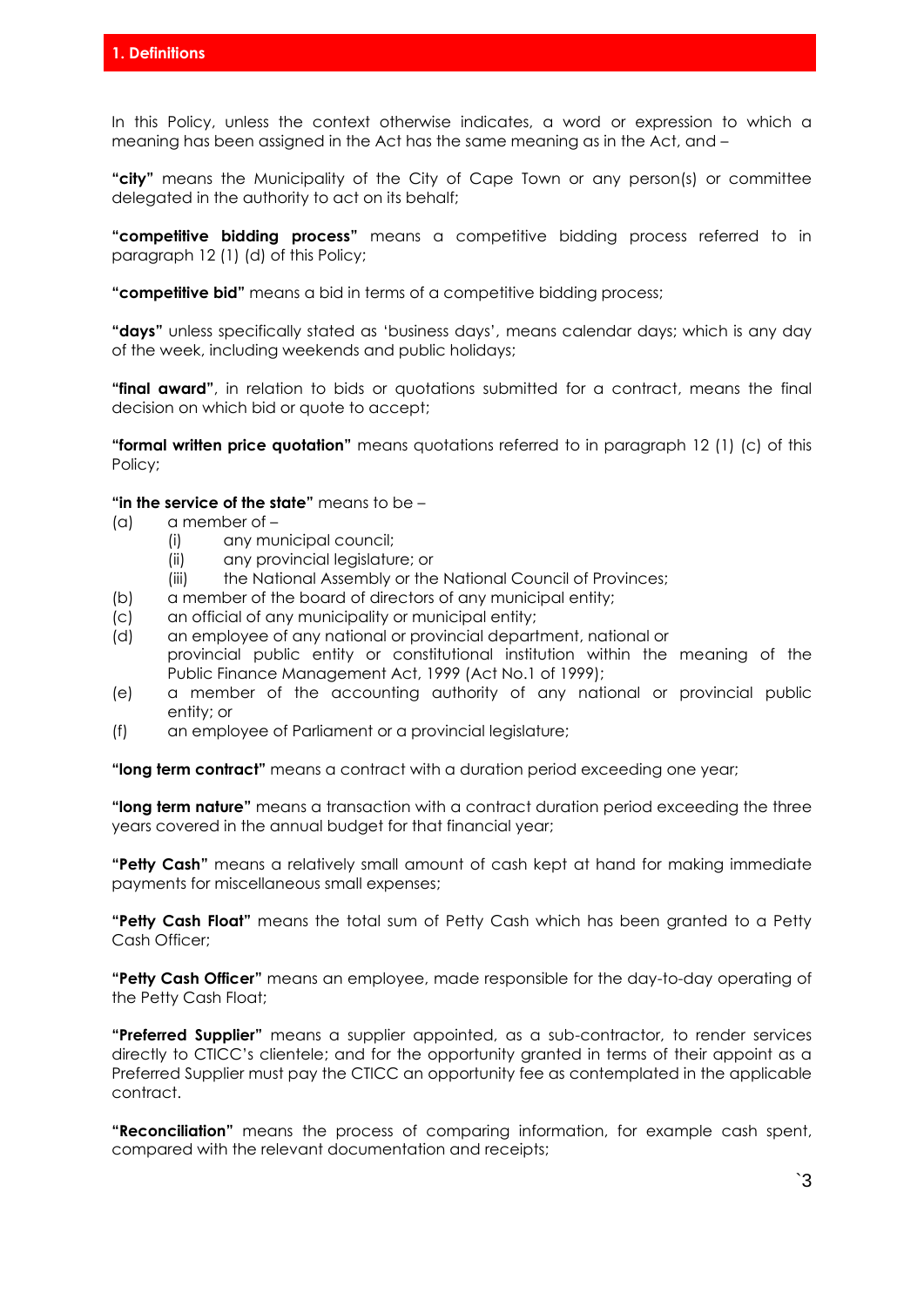## 1. Definitions

In this Policy, unless the context otherwise indicates, a word or expression to which a meaning has been assigned in the Act has the same meaning as in the Act, and –

**"city"** means the Municipality of the City of Cape Town or any person(s) or committee delegated in the authority to act on its behalf;

**"competitive bidding process"** means a competitive bidding process referred to in paragraph 12 (1) (d) of this Policy;

**"competitive bid"** means a bid in terms of a competitive bidding process;

**"days"** unless specifically stated as 'business days', means calendar days; which is any day of the week, including weekends and public holidays;

**"final award"**, in relation to bids or quotations submitted for a contract, means the final decision on which bid or quote to accept;

**"formal written price quotation"** means quotations referred to in paragraph 12 (1) (c) of this Policy;

**"in the service of the state"** means to be –

(a) a member of –
  (i) any municipal council;
  (ii) any provincial legislature; or
  (iii) the National Assembly or the National Council of Provinces;
(b) a member of the board of directors of any municipal entity;
(c) an official of any municipality or municipal entity;
(d) an employee of any national or provincial department, national or provincial public entity or constitutional institution within the meaning of the Public Finance Management Act, 1999 (Act No.1 of 1999);
(e) a member of the accounting authority of any national or provincial public entity; or
(f) an employee of Parliament or a provincial legislature;

**"long term contract"** means a contract with a duration period exceeding one year;

**"long term nature"** means a transaction with a contract duration period exceeding the three years covered in the annual budget for that financial year;

**"Petty Cash"** means a relatively small amount of cash kept at hand for making immediate payments for miscellaneous small expenses;

**"Petty Cash Float"** means the total sum of Petty Cash which has been granted to a Petty Cash Officer;

**"Petty Cash Officer"** means an employee, made responsible for the day-to-day operating of the Petty Cash Float;

**"Preferred Supplier"** means a supplier appointed, as a sub-contractor, to render services directly to CTICC's clientele; and for the opportunity granted in terms of their appoint as a Preferred Supplier must pay the CTICC an opportunity fee as contemplated in the applicable contract.

**"Reconciliation"** means the process of comparing information, for example cash spent, compared with the relevant documentation and receipts;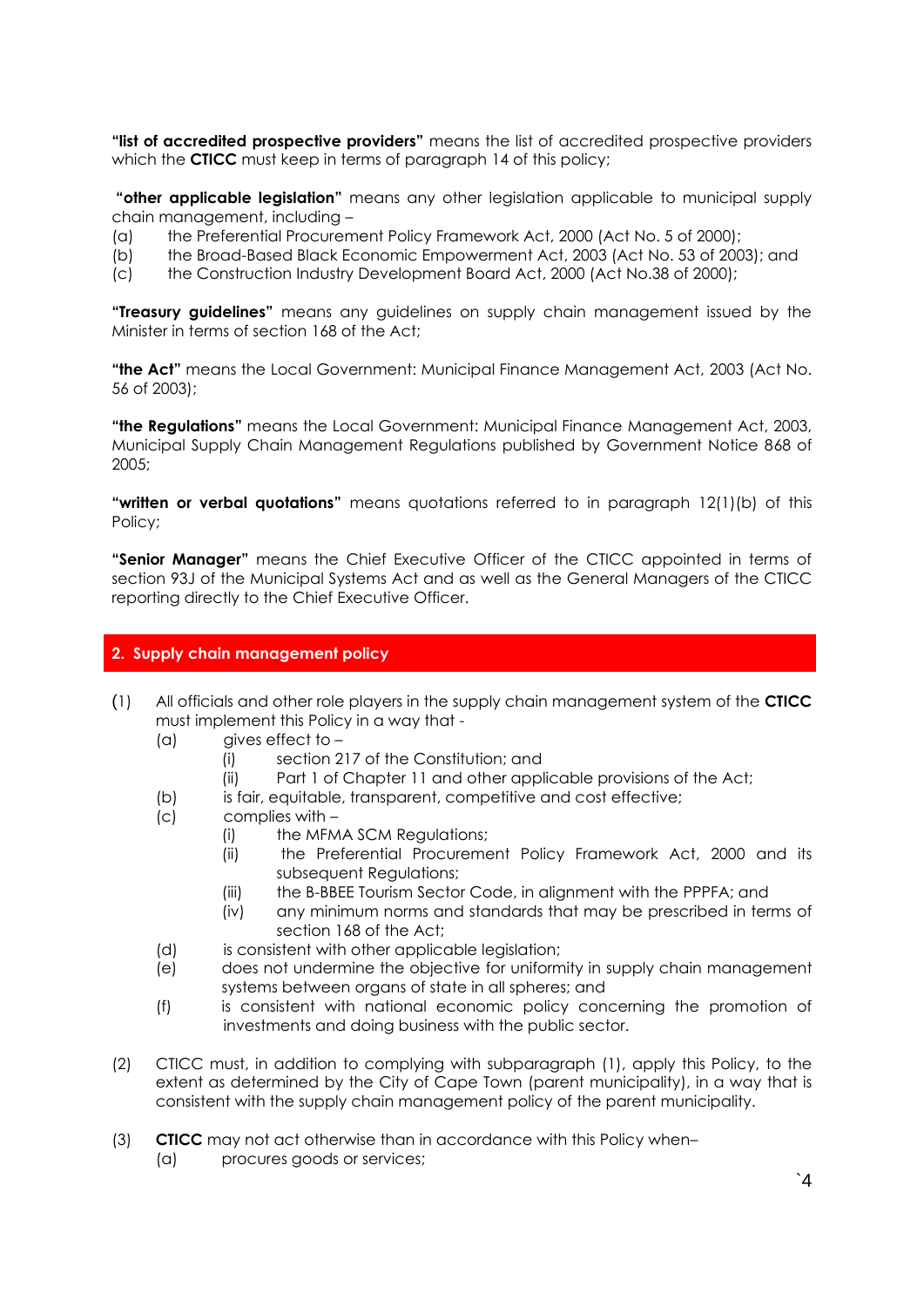**"list of accredited prospective providers"** means the list of accredited prospective providers which the **CTICC** must keep in terms of paragraph 14 of this policy;

**"other applicable legislation"** means any other legislation applicable to municipal supply chain management, including –

(a) the Preferential Procurement Policy Framework Act, 2000 (Act No. 5 of 2000);
(b) the Broad-Based Black Economic Empowerment Act, 2003 (Act No. 53 of 2003); and
(c) the Construction Industry Development Board Act, 2000 (Act No.38 of 2000);

**"Treasury guidelines"** means any guidelines on supply chain management issued by the Minister in terms of section 168 of the Act;

**"the Act"** means the Local Government: Municipal Finance Management Act, 2003 (Act No. 56 of 2003);

**"the Regulations"** means the Local Government: Municipal Finance Management Act, 2003, Municipal Supply Chain Management Regulations published by Government Notice 868 of 2005;

**"written or verbal quotations"** means quotations referred to in paragraph 12(1)(b) of this Policy;

**"Senior Manager"** means the Chief Executive Officer of the CTICC appointed in terms of section 93J of the Municipal Systems Act and as well as the General Managers of the CTICC reporting directly to the Chief Executive Officer.

## 2. Supply chain management policy

(1) All officials and other role players in the supply chain management system of the **CTICC** must implement this Policy in a way that -
  (a) gives effect to –
    (i) section 217 of the Constitution; and
    (ii) Part 1 of Chapter 11 and other applicable provisions of the Act;
  (b) is fair, equitable, transparent, competitive and cost effective;
  (c) complies with –
    (i) the MFMA SCM Regulations;
    (ii) the Preferential Procurement Policy Framework Act, 2000 and its subsequent Regulations;
    (iii) the B-BBEE Tourism Sector Code, in alignment with the PPPFA; and
    (iv) any minimum norms and standards that may be prescribed in terms of section 168 of the Act;
  (d) is consistent with other applicable legislation;
  (e) does not undermine the objective for uniformity in supply chain management systems between organs of state in all spheres; and
  (f) is consistent with national economic policy concerning the promotion of investments and doing business with the public sector.

(2) CTICC must, in addition to complying with subparagraph (1), apply this Policy, to the extent as determined by the City of Cape Town (parent municipality), in a way that is consistent with the supply chain management policy of the parent municipality.

(3) **CTICC** may not act otherwise than in accordance with this Policy when–
  (a) procures goods or services;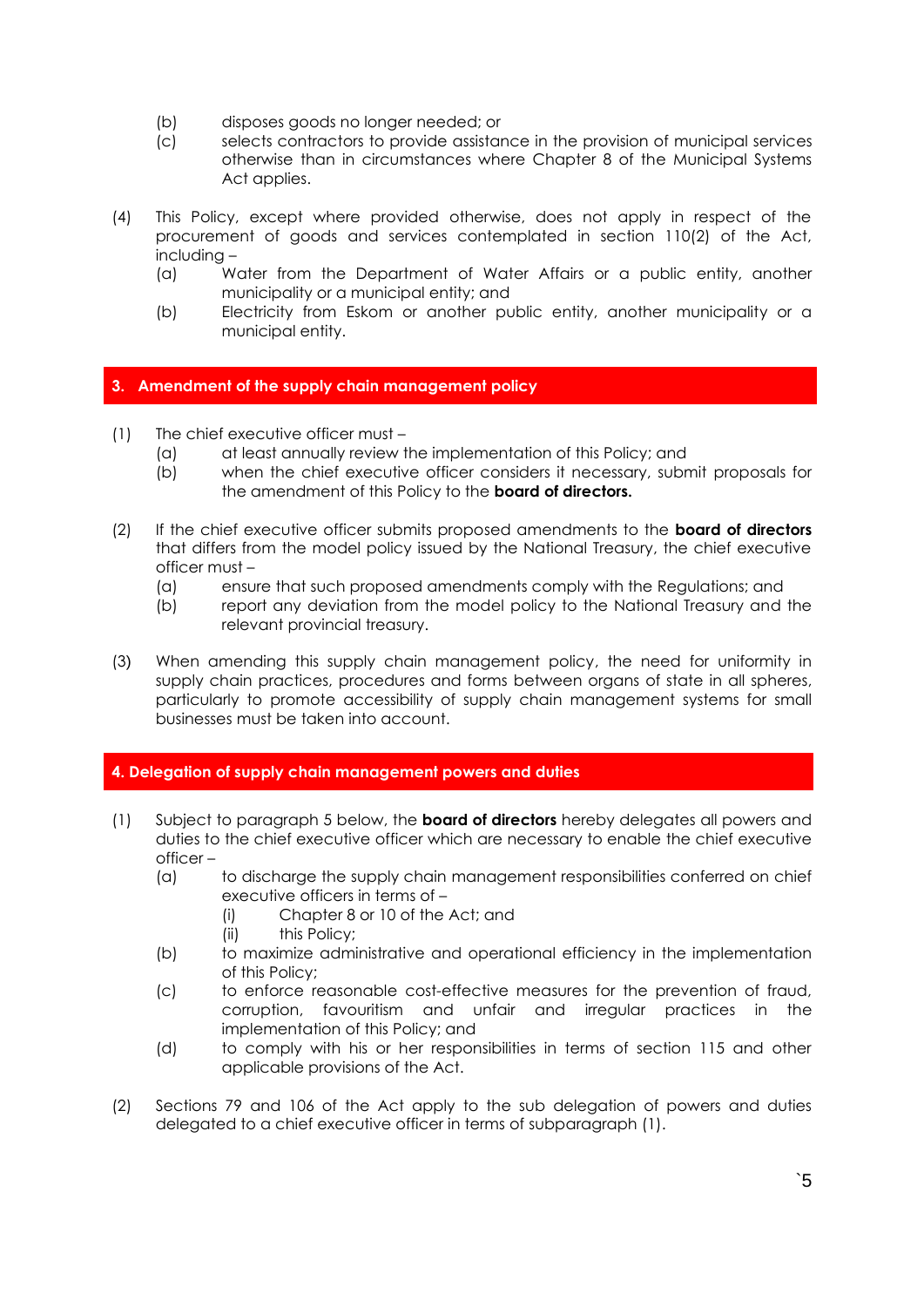(b) disposes goods no longer needed; or

(c) selects contractors to provide assistance in the provision of municipal services otherwise than in circumstances where Chapter 8 of the Municipal Systems Act applies.

(4) This Policy, except where provided otherwise, does not apply in respect of the procurement of goods and services contemplated in section 110(2) of the Act, including –

(a) Water from the Department of Water Affairs or a public entity, another municipality or a municipal entity; and

(b) Electricity from Eskom or another public entity, another municipality or a municipal entity.

## 3. Amendment of the supply chain management policy

(1) The chief executive officer must –

(a) at least annually review the implementation of this Policy; and

(b) when the chief executive officer considers it necessary, submit proposals for the amendment of this Policy to the **board of directors.**

(2) If the chief executive officer submits proposed amendments to the **board of directors** that differs from the model policy issued by the National Treasury, the chief executive officer must –

(a) ensure that such proposed amendments comply with the Regulations; and

(b) report any deviation from the model policy to the National Treasury and the relevant provincial treasury.

(3) When amending this supply chain management policy, the need for uniformity in supply chain practices, procedures and forms between organs of state in all spheres, particularly to promote accessibility of supply chain management systems for small businesses must be taken into account.

## 4. Delegation of supply chain management powers and duties

(1) Subject to paragraph 5 below, the **board of directors** hereby delegates all powers and duties to the chief executive officer which are necessary to enable the chief executive officer –

(a) to discharge the supply chain management responsibilities conferred on chief executive officers in terms of –

(i) Chapter 8 or 10 of the Act; and

(ii) this Policy;

(b) to maximize administrative and operational efficiency in the implementation of this Policy;

(c) to enforce reasonable cost-effective measures for the prevention of fraud, corruption, favouritism and unfair and irregular practices in the implementation of this Policy; and

(d) to comply with his or her responsibilities in terms of section 115 and other applicable provisions of the Act.

(2) Sections 79 and 106 of the Act apply to the sub delegation of powers and duties delegated to a chief executive officer in terms of subparagraph (1).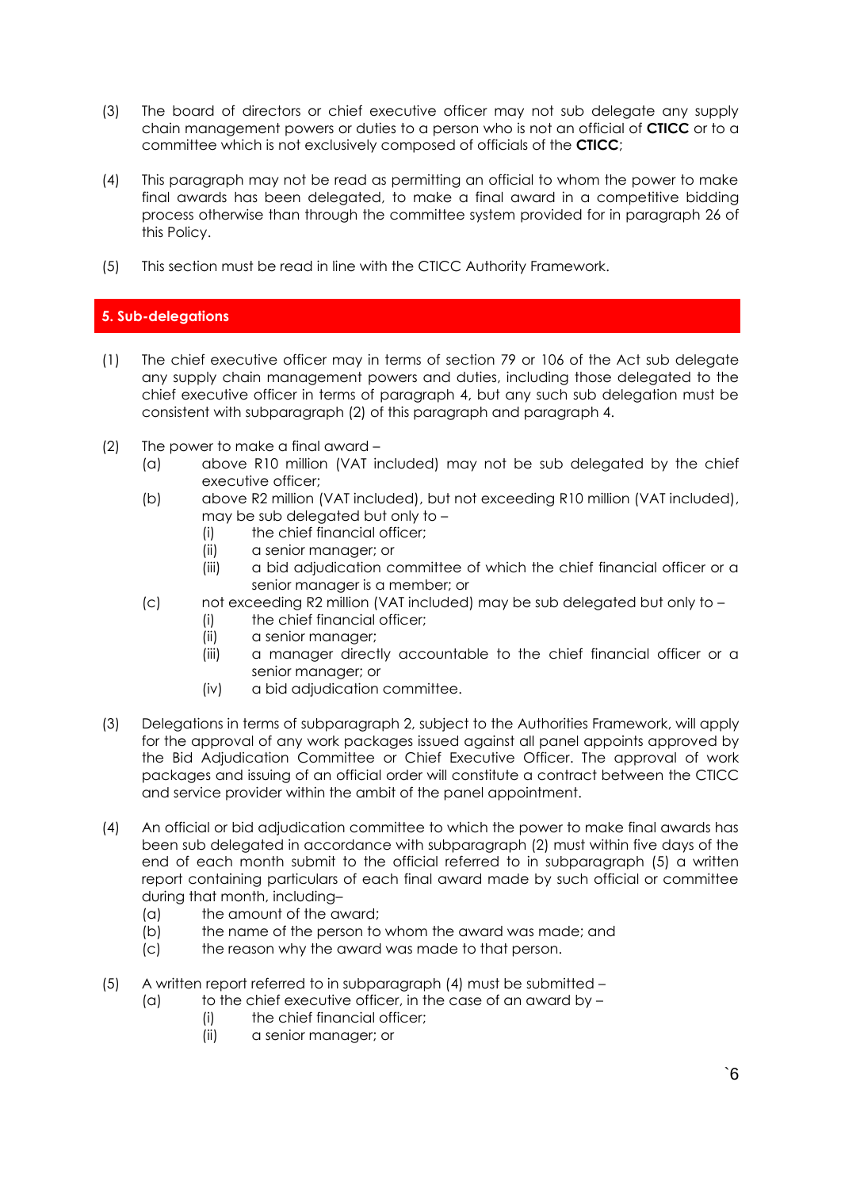(3) The board of directors or chief executive officer may not sub delegate any supply chain management powers or duties to a person who is not an official of **CTICC** or to a committee which is not exclusively composed of officials of the **CTICC**;

(4) This paragraph may not be read as permitting an official to whom the power to make final awards has been delegated, to make a final award in a competitive bidding process otherwise than through the committee system provided for in paragraph 26 of this Policy.

(5) This section must be read in line with the CTICC Authority Framework.

## 5. Sub-delegations

(1) The chief executive officer may in terms of section 79 or 106 of the Act sub delegate any supply chain management powers and duties, including those delegated to the chief executive officer in terms of paragraph 4, but any such sub delegation must be consistent with subparagraph (2) of this paragraph and paragraph 4.

(2) The power to make a final award –
- (a) above R10 million (VAT included) may not be sub delegated by the chief executive officer;
- (b) above R2 million (VAT included), but not exceeding R10 million (VAT included), may be sub delegated but only to –
  - (i) the chief financial officer;
  - (ii) a senior manager; or
  - (iii) a bid adjudication committee of which the chief financial officer or a senior manager is a member; or
- (c) not exceeding R2 million (VAT included) may be sub delegated but only to –
  - (i) the chief financial officer;
  - (ii) a senior manager;
  - (iii) a manager directly accountable to the chief financial officer or a senior manager; or
  - (iv) a bid adjudication committee.

(3) Delegations in terms of subparagraph 2, subject to the Authorities Framework, will apply for the approval of any work packages issued against all panel appoints approved by the Bid Adjudication Committee or Chief Executive Officer. The approval of work packages and issuing of an official order will constitute a contract between the CTICC and service provider within the ambit of the panel appointment.

(4) An official or bid adjudication committee to which the power to make final awards has been sub delegated in accordance with subparagraph (2) must within five days of the end of each month submit to the official referred to in subparagraph (5) a written report containing particulars of each final award made by such official or committee during that month, including–
- (a) the amount of the award;
- (b) the name of the person to whom the award was made; and
- (c) the reason why the award was made to that person.

(5) A written report referred to in subparagraph (4) must be submitted –
- (a) to the chief executive officer, in the case of an award by –
  - (i) the chief financial officer;
  - (ii) a senior manager; or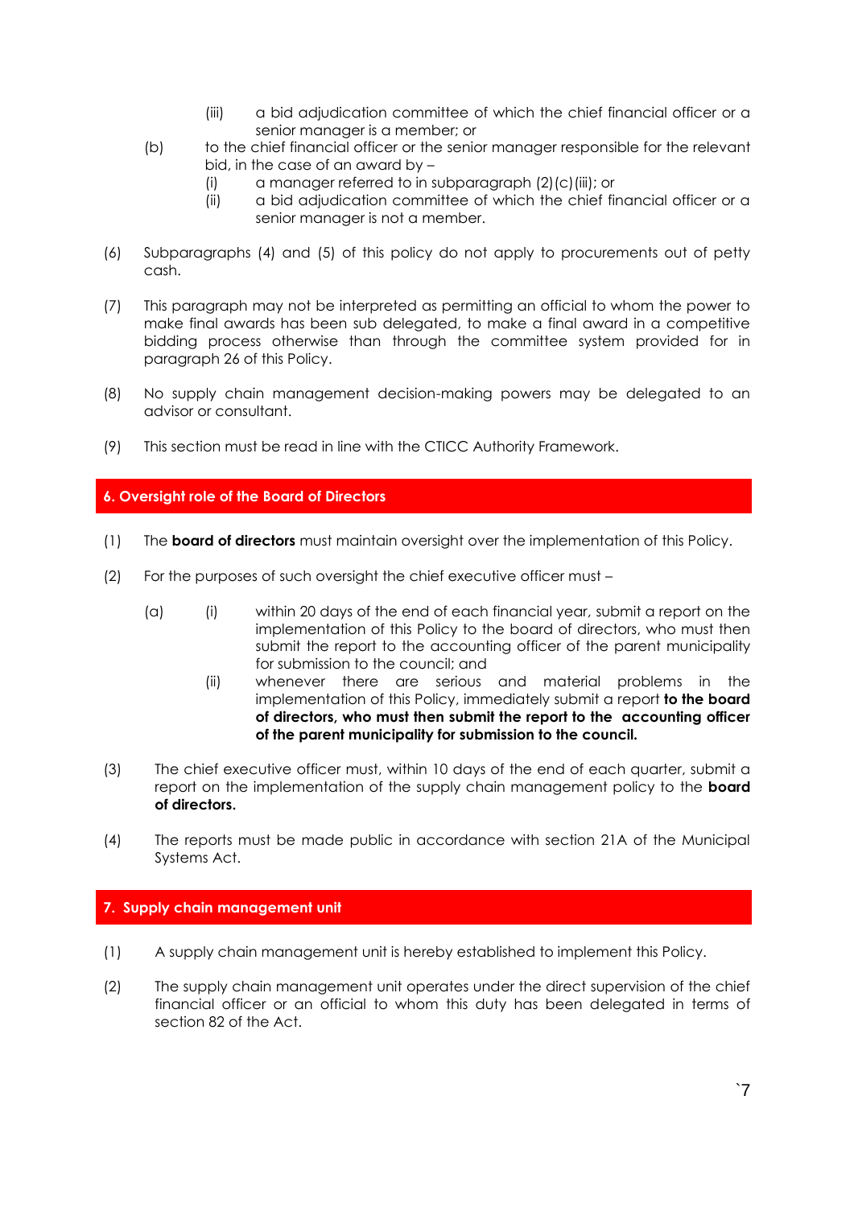(iii) a bid adjudication committee of which the chief financial officer or a senior manager is a member; or

(b) to the chief financial officer or the senior manager responsible for the relevant bid, in the case of an award by –

(i) a manager referred to in subparagraph (2)(c)(iii); or

(ii) a bid adjudication committee of which the chief financial officer or a senior manager is not a member.

(6) Subparagraphs (4) and (5) of this policy do not apply to procurements out of petty cash.

(7) This paragraph may not be interpreted as permitting an official to whom the power to make final awards has been sub delegated, to make a final award in a competitive bidding process otherwise than through the committee system provided for in paragraph 26 of this Policy.

(8) No supply chain management decision-making powers may be delegated to an advisor or consultant.

(9) This section must be read in line with the CTICC Authority Framework.

## 6. Oversight role of the Board of Directors

(1) The **board of directors** must maintain oversight over the implementation of this Policy.

(2) For the purposes of such oversight the chief executive officer must –

(a) (i) within 20 days of the end of each financial year, submit a report on the implementation of this Policy to the board of directors, who must then submit the report to the accounting officer of the parent municipality for submission to the council; and

(ii) whenever there are serious and material problems in the implementation of this Policy, immediately submit a report **to the board of directors, who must then submit the report to the accounting officer of the parent municipality for submission to the council.**

(3) The chief executive officer must, within 10 days of the end of each quarter, submit a report on the implementation of the supply chain management policy to the **board of directors.**

(4) The reports must be made public in accordance with section 21A of the Municipal Systems Act.

## 7. Supply chain management unit

(1) A supply chain management unit is hereby established to implement this Policy.

(2) The supply chain management unit operates under the direct supervision of the chief financial officer or an official to whom this duty has been delegated in terms of section 82 of the Act.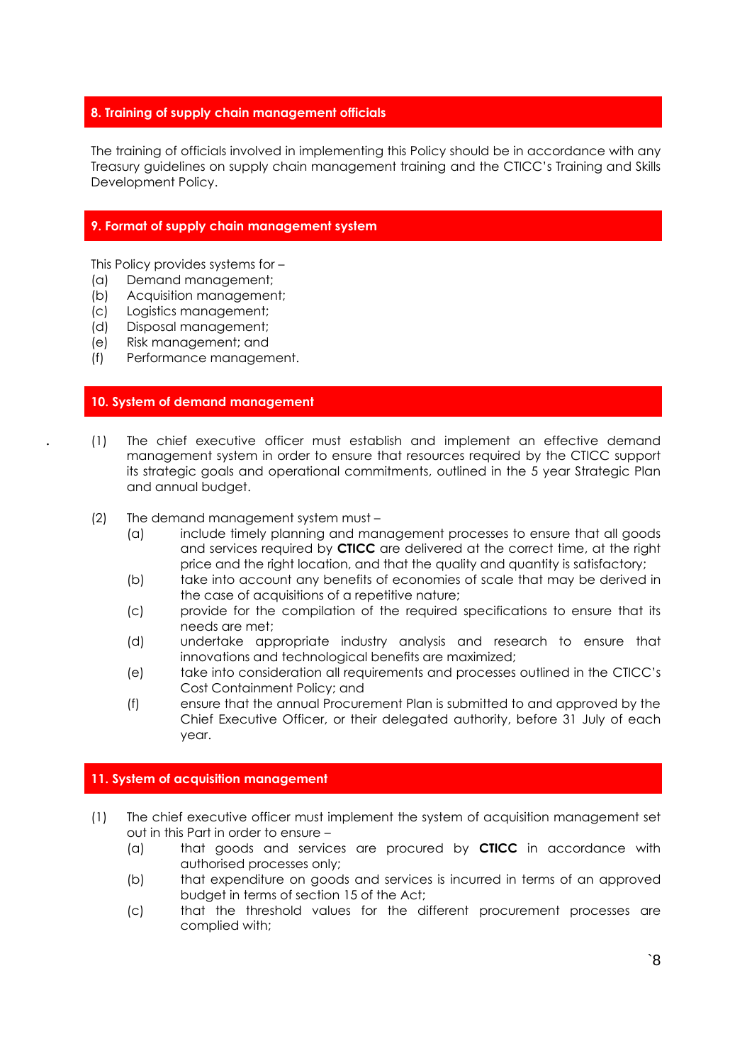## 8. Training of supply chain management officials

The training of officials involved in implementing this Policy should be in accordance with any Treasury guidelines on supply chain management training and the CTICC's Training and Skills Development Policy.

## 9. Format of supply chain management system

This Policy provides systems for –

(a) Demand management;
(b) Acquisition management;
(c) Logistics management;
(d) Disposal management;
(e) Risk management; and
(f) Performance management.

## 10. System of demand management

(1) The chief executive officer must establish and implement an effective demand management system in order to ensure that resources required by the CTICC support its strategic goals and operational commitments, outlined in the 5 year Strategic Plan and annual budget.

(2) The demand management system must –

(a) include timely planning and management processes to ensure that all goods and services required by **CTICC** are delivered at the correct time, at the right price and the right location, and that the quality and quantity is satisfactory;
(b) take into account any benefits of economies of scale that may be derived in the case of acquisitions of a repetitive nature;
(c) provide for the compilation of the required specifications to ensure that its needs are met;
(d) undertake appropriate industry analysis and research to ensure that innovations and technological benefits are maximized;
(e) take into consideration all requirements and processes outlined in the CTICC's Cost Containment Policy; and
(f) ensure that the annual Procurement Plan is submitted to and approved by the Chief Executive Officer, or their delegated authority, before 31 July of each year.

## 11. System of acquisition management

(1) The chief executive officer must implement the system of acquisition management set out in this Part in order to ensure –

(a) that goods and services are procured by **CTICC** in accordance with authorised processes only;
(b) that expenditure on goods and services is incurred in terms of an approved budget in terms of section 15 of the Act;
(c) that the threshold values for the different procurement processes are complied with;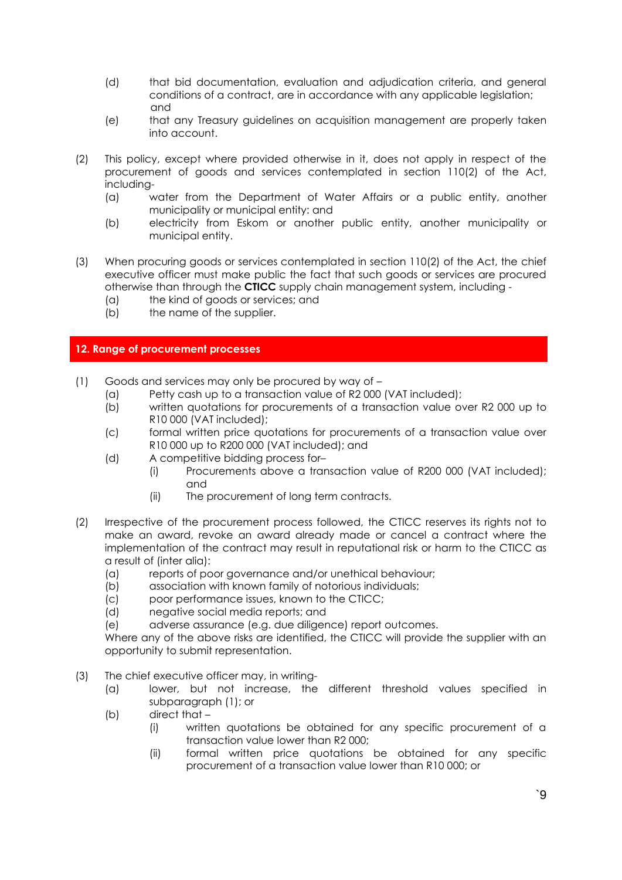(d) that bid documentation, evaluation and adjudication criteria, and general conditions of a contract, are in accordance with any applicable legislation; and

(e) that any Treasury guidelines on acquisition management are properly taken into account.

(2) This policy, except where provided otherwise in it, does not apply in respect of the procurement of goods and services contemplated in section 110(2) of the Act, including-

(a) water from the Department of Water Affairs or a public entity, another municipality or municipal entity: and

(b) electricity from Eskom or another public entity, another municipality or municipal entity.

(3) When procuring goods or services contemplated in section 110(2) of the Act, the chief executive officer must make public the fact that such goods or services are procured otherwise than through the **CTICC** supply chain management system, including -

(a) the kind of goods or services; and

(b) the name of the supplier.

## 12. Range of procurement processes

(1) Goods and services may only be procured by way of –

(a) Petty cash up to a transaction value of R2 000 (VAT included);

(b) written quotations for procurements of a transaction value over R2 000 up to R10 000 (VAT included);

(c) formal written price quotations for procurements of a transaction value over R10 000 up to R200 000 (VAT included); and

(d) A competitive bidding process for–

(i) Procurements above a transaction value of R200 000 (VAT included); and

(ii) The procurement of long term contracts.

(2) Irrespective of the procurement process followed, the CTICC reserves its rights not to make an award, revoke an award already made or cancel a contract where the implementation of the contract may result in reputational risk or harm to the CTICC as a result of (inter alia):

(a) reports of poor governance and/or unethical behaviour;

(b) association with known family of notorious individuals;

(c) poor performance issues, known to the CTICC;

(d) negative social media reports; and

(e) adverse assurance (e.g. due diligence) report outcomes.

Where any of the above risks are identified, the CTICC will provide the supplier with an opportunity to submit representation.

(3) The chief executive officer may, in writing-

(a) lower, but not increase, the different threshold values specified in subparagraph (1); or

(b) direct that –

(i) written quotations be obtained for any specific procurement of a transaction value lower than R2 000;

(ii) formal written price quotations be obtained for any specific procurement of a transaction value lower than R10 000; or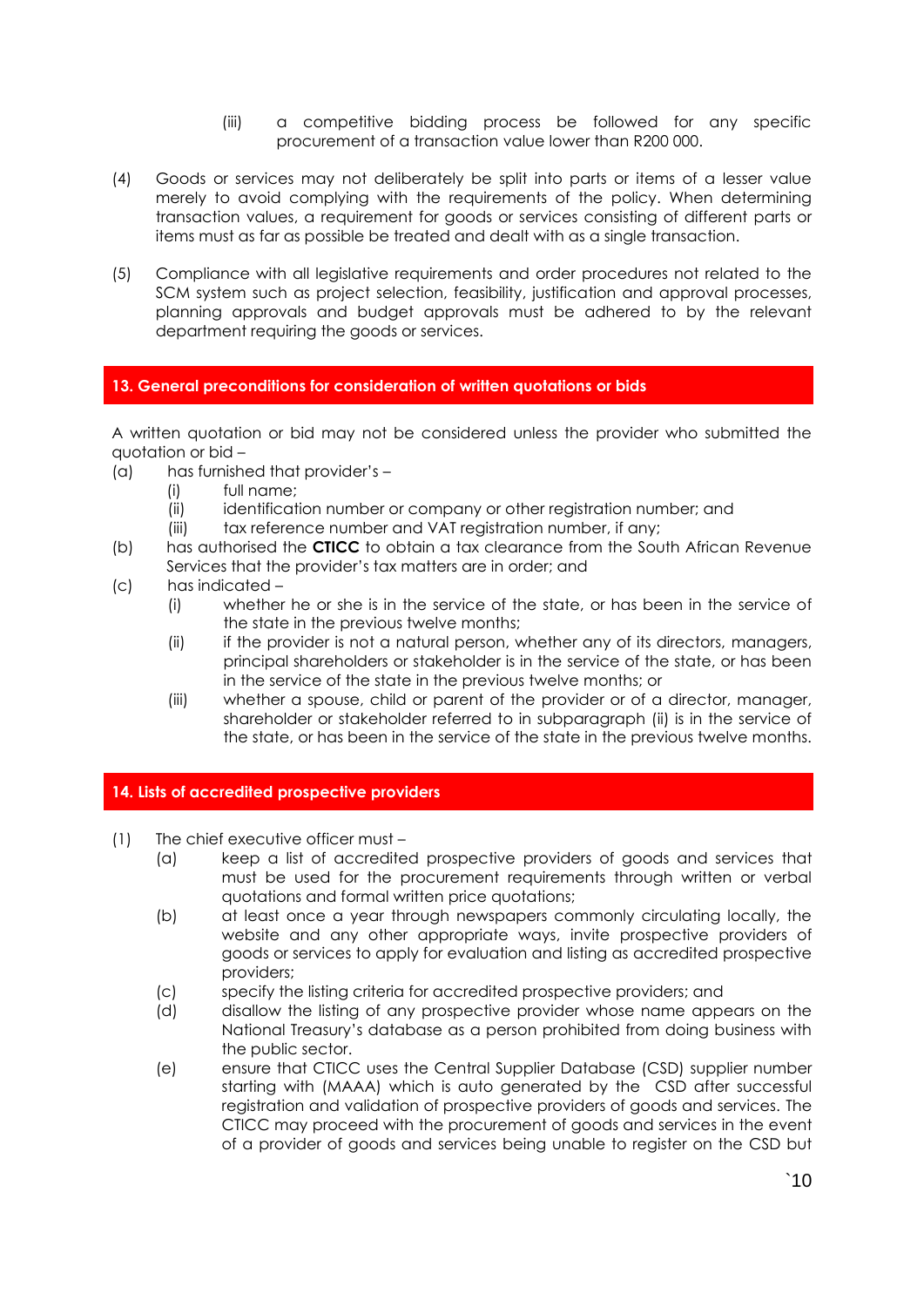(iii) a competitive bidding process be followed for any specific procurement of a transaction value lower than R200 000.

(4) Goods or services may not deliberately be split into parts or items of a lesser value merely to avoid complying with the requirements of the policy. When determining transaction values, a requirement for goods or services consisting of different parts or items must as far as possible be treated and dealt with as a single transaction.

(5) Compliance with all legislative requirements and order procedures not related to the SCM system such as project selection, feasibility, justification and approval processes, planning approvals and budget approvals must be adhered to by the relevant department requiring the goods or services.

## 13. General preconditions for consideration of written quotations or bids

A written quotation or bid may not be considered unless the provider who submitted the quotation or bid –

(a) has furnished that provider's –
   (i) full name;
   (ii) identification number or company or other registration number; and
   (iii) tax reference number and VAT registration number, if any;

(b) has authorised the **CTICC** to obtain a tax clearance from the South African Revenue Services that the provider's tax matters are in order; and

(c) has indicated –
   (i) whether he or she is in the service of the state, or has been in the service of the state in the previous twelve months;
   (ii) if the provider is not a natural person, whether any of its directors, managers, principal shareholders or stakeholder is in the service of the state, or has been in the service of the state in the previous twelve months; or
   (iii) whether a spouse, child or parent of the provider or of a director, manager, shareholder or stakeholder referred to in subparagraph (ii) is in the service of the state, or has been in the service of the state in the previous twelve months.

## 14. Lists of accredited prospective providers

(1) The chief executive officer must –
   (a) keep a list of accredited prospective providers of goods and services that must be used for the procurement requirements through written or verbal quotations and formal written price quotations;
   (b) at least once a year through newspapers commonly circulating locally, the website and any other appropriate ways, invite prospective providers of goods or services to apply for evaluation and listing as accredited prospective providers;
   (c) specify the listing criteria for accredited prospective providers; and
   (d) disallow the listing of any prospective provider whose name appears on the National Treasury's database as a person prohibited from doing business with the public sector.
   (e) ensure that CTICC uses the Central Supplier Database (CSD) supplier number starting with (MAAA) which is auto generated by the CSD after successful registration and validation of prospective providers of goods and services. The CTICC may proceed with the procurement of goods and services in the event of a provider of goods and services being unable to register on the CSD but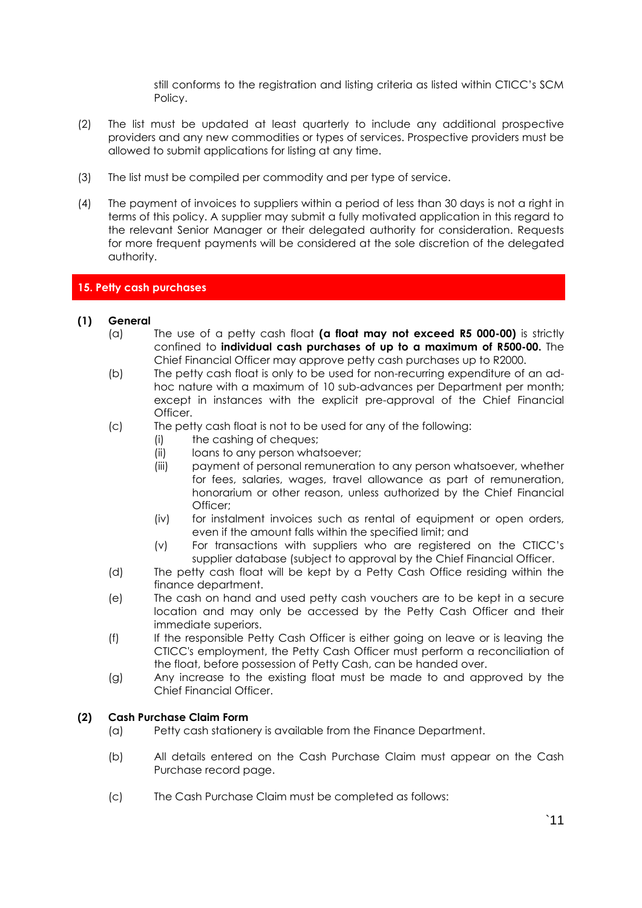still conforms to the registration and listing criteria as listed within CTICC's SCM Policy.

(2) The list must be updated at least quarterly to include any additional prospective providers and any new commodities or types of services. Prospective providers must be allowed to submit applications for listing at any time.

(3) The list must be compiled per commodity and per type of service.

(4) The payment of invoices to suppliers within a period of less than 30 days is not a right in terms of this policy. A supplier may submit a fully motivated application in this regard to the relevant Senior Manager or their delegated authority for consideration. Requests for more frequent payments will be considered at the sole discretion of the delegated authority.

## 15. Petty cash purchases

**(1) General**

(a) The use of a petty cash float **(a float may not exceed R5 000-00)** is strictly confined to **individual cash purchases of up to a maximum of R500-00.** The Chief Financial Officer may approve petty cash purchases up to R2000.

(b) The petty cash float is only to be used for non-recurring expenditure of an ad-hoc nature with a maximum of 10 sub-advances per Department per month; except in instances with the explicit pre-approval of the Chief Financial Officer.

(c) The petty cash float is not to be used for any of the following:

(i) the cashing of cheques;

(ii) loans to any person whatsoever;

(iii) payment of personal remuneration to any person whatsoever, whether for fees, salaries, wages, travel allowance as part of remuneration, honorarium or other reason, unless authorized by the Chief Financial Officer;

(iv) for instalment invoices such as rental of equipment or open orders, even if the amount falls within the specified limit; and

(v) For transactions with suppliers who are registered on the CTICC's supplier database (subject to approval by the Chief Financial Officer.

(d) The petty cash float will be kept by a Petty Cash Office residing within the finance department.

(e) The cash on hand and used petty cash vouchers are to be kept in a secure location and may only be accessed by the Petty Cash Officer and their immediate superiors.

(f) If the responsible Petty Cash Officer is either going on leave or is leaving the CTICC's employment, the Petty Cash Officer must perform a reconciliation of the float, before possession of Petty Cash, can be handed over.

(g) Any increase to the existing float must be made to and approved by the Chief Financial Officer.

**(2) Cash Purchase Claim Form**

(a) Petty cash stationery is available from the Finance Department.

(b) All details entered on the Cash Purchase Claim must appear on the Cash Purchase record page.

(c) The Cash Purchase Claim must be completed as follows: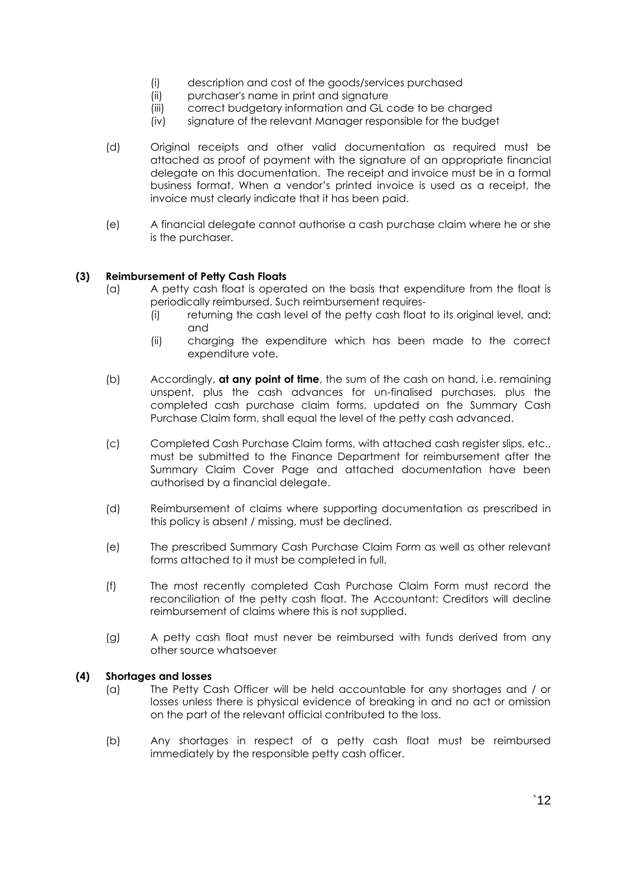(i) description and cost of the goods/services purchased
(ii) purchaser's name in print and signature
(iii) correct budgetary information and GL code to be charged
(iv) signature of the relevant Manager responsible for the budget

(d) Original receipts and other valid documentation as required must be attached as proof of payment with the signature of an appropriate financial delegate on this documentation. The receipt and invoice must be in a formal business format. When a vendor's printed invoice is used as a receipt, the invoice must clearly indicate that it has been paid.

(e) A financial delegate cannot authorise a cash purchase claim where he or she is the purchaser.

**(3) Reimbursement of Petty Cash Floats**

(a) A petty cash float is operated on the basis that expenditure from the float is periodically reimbursed. Such reimbursement requires-

(i) returning the cash level of the petty cash float to its original level, and; and
(ii) charging the expenditure which has been made to the correct expenditure vote.

(b) Accordingly, **at any point of time**, the sum of the cash on hand, i.e. remaining unspent, plus the cash advances for un-finalised purchases, plus the completed cash purchase claim forms, updated on the Summary Cash Purchase Claim form, shall equal the level of the petty cash advanced.

(c) Completed Cash Purchase Claim forms, with attached cash register slips, etc., must be submitted to the Finance Department for reimbursement after the Summary Claim Cover Page and attached documentation have been authorised by a financial delegate.

(d) Reimbursement of claims where supporting documentation as prescribed in this policy is absent / missing, must be declined.

(e) The prescribed Summary Cash Purchase Claim Form as well as other relevant forms attached to it must be completed in full.

(f) The most recently completed Cash Purchase Claim Form must record the reconciliation of the petty cash float. The Accountant: Creditors will decline reimbursement of claims where this is not supplied.

(g) A petty cash float must never be reimbursed with funds derived from any other source whatsoever

**(4) Shortages and losses**

(a) The Petty Cash Officer will be held accountable for any shortages and / or losses unless there is physical evidence of breaking in and no act or omission on the part of the relevant official contributed to the loss.

(b) Any shortages in respect of a petty cash float must be reimbursed immediately by the responsible petty cash officer.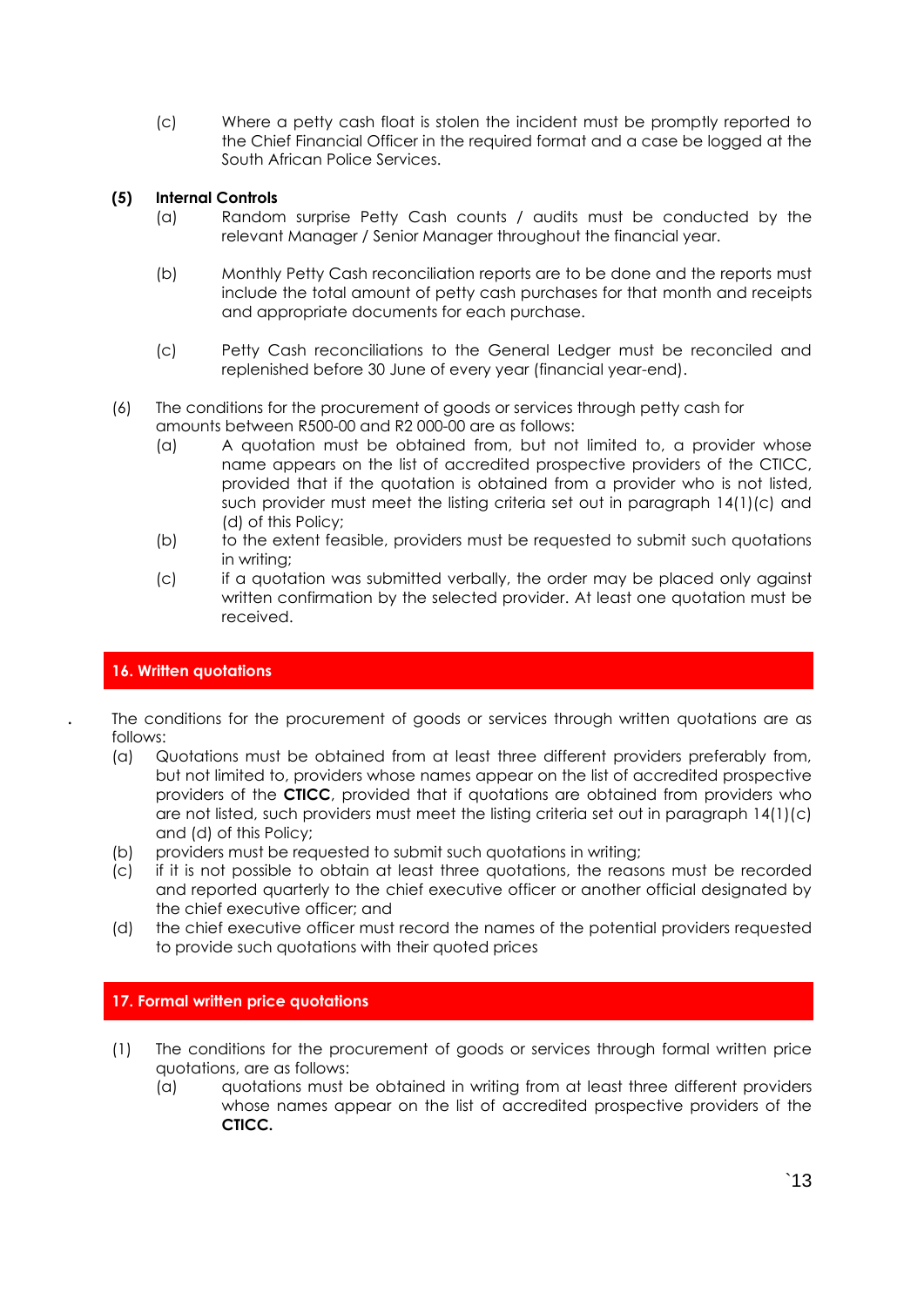(c) Where a petty cash float is stolen the incident must be promptly reported to the Chief Financial Officer in the required format and a case be logged at the South African Police Services.

**(5) Internal Controls**

(a) Random surprise Petty Cash counts / audits must be conducted by the relevant Manager / Senior Manager throughout the financial year.

(b) Monthly Petty Cash reconciliation reports are to be done and the reports must include the total amount of petty cash purchases for that month and receipts and appropriate documents for each purchase.

(c) Petty Cash reconciliations to the General Ledger must be reconciled and replenished before 30 June of every year (financial year-end).

(6) The conditions for the procurement of goods or services through petty cash for amounts between R500-00 and R2 000-00 are as follows:

(a) A quotation must be obtained from, but not limited to, a provider whose name appears on the list of accredited prospective providers of the CTICC, provided that if the quotation is obtained from a provider who is not listed, such provider must meet the listing criteria set out in paragraph 14(1)(c) and (d) of this Policy;

(b) to the extent feasible, providers must be requested to submit such quotations in writing;

(c) if a quotation was submitted verbally, the order may be placed only against written confirmation by the selected provider. At least one quotation must be received.

## 16. Written quotations

. The conditions for the procurement of goods or services through written quotations are as follows:

(a) Quotations must be obtained from at least three different providers preferably from, but not limited to, providers whose names appear on the list of accredited prospective providers of the **CTICC**, provided that if quotations are obtained from providers who are not listed, such providers must meet the listing criteria set out in paragraph 14(1)(c) and (d) of this Policy;

(b) providers must be requested to submit such quotations in writing;

(c) if it is not possible to obtain at least three quotations, the reasons must be recorded and reported quarterly to the chief executive officer or another official designated by the chief executive officer; and

(d) the chief executive officer must record the names of the potential providers requested to provide such quotations with their quoted prices

## 17. Formal written price quotations

(1) The conditions for the procurement of goods or services through formal written price quotations, are as follows:

(a) quotations must be obtained in writing from at least three different providers whose names appear on the list of accredited prospective providers of the **CTICC.**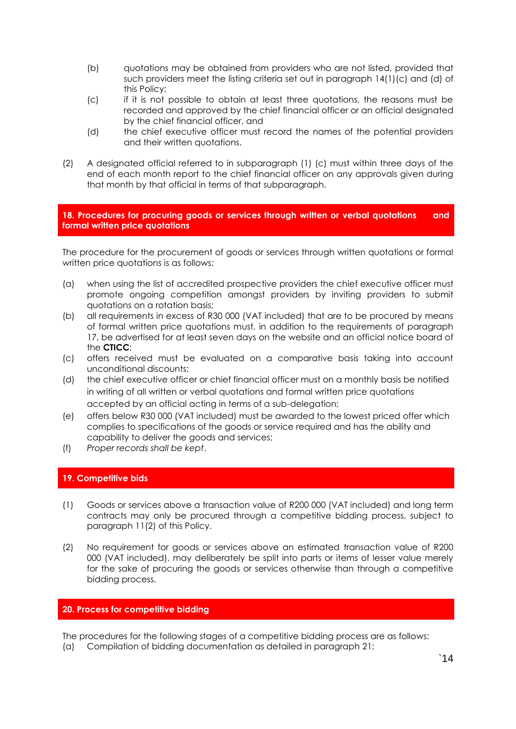(b) quotations may be obtained from providers who are not listed, provided that such providers meet the listing criteria set out in paragraph 14(1)(c) and (d) of this Policy;

(c) if it is not possible to obtain at least three quotations, the reasons must be recorded and approved by the chief financial officer or an official designated by the chief financial officer, and

(d) the chief executive officer must record the names of the potential providers and their written quotations.

(2) A designated official referred to in subparagraph (1) (c) must within three days of the end of each month report to the chief financial officer on any approvals given during that month by that official in terms of that subparagraph.

## 18. Procedures for procuring goods or services through written or verbal quotations and formal written price quotations

The procedure for the procurement of goods or services through written quotations or formal written price quotations is as follows:

(a) when using the list of accredited prospective providers the chief executive officer must promote ongoing competition amongst providers by inviting providers to submit quotations on a rotation basis;

(b) all requirements in excess of R30 000 (VAT included) that are to be procured by means of formal written price quotations must, in addition to the requirements of paragraph 17, be advertised for at least seven days on the website and an official notice board of the **CTICC**;

(c) offers received must be evaluated on a comparative basis taking into account unconditional discounts;

(d) the chief executive officer or chief financial officer must on a monthly basis be notified in writing of all written or verbal quotations and formal written price quotations accepted by an official acting in terms of a sub-delegation;

(e) offers below R30 000 (VAT included) must be awarded to the lowest priced offer which complies to specifications of the goods or service required and has the ability and capability to deliver the goods and services;

(f) *Proper records shall be kept*.

## 19. Competitive bids

(1) Goods or services above a transaction value of R200 000 (VAT included) and long term contracts may only be procured through a competitive bidding process, subject to paragraph 11(2) of this Policy.

(2) No requirement for goods or services above an estimated transaction value of R200 000 (VAT included), may deliberately be split into parts or items of lesser value merely for the sake of procuring the goods or services otherwise than through a competitive bidding process.

## 20. Process for competitive bidding

The procedures for the following stages of a competitive bidding process are as follows:

(a) Compilation of bidding documentation as detailed in paragraph 21;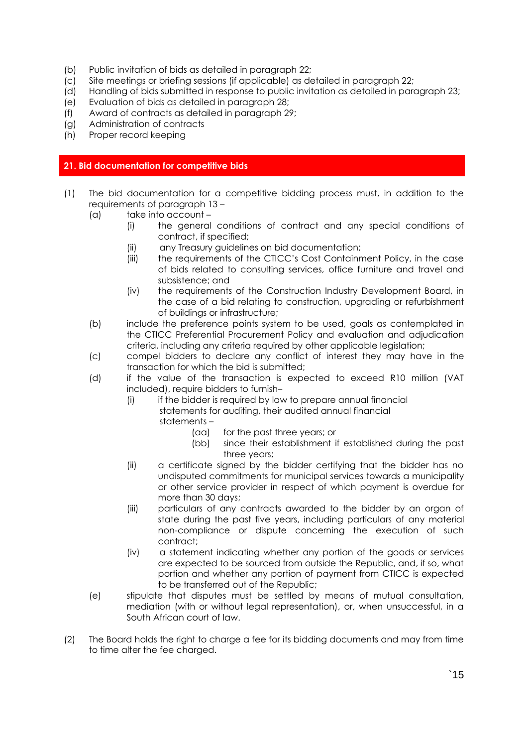(b) Public invitation of bids as detailed in paragraph 22;
(c) Site meetings or briefing sessions (if applicable) as detailed in paragraph 22;
(d) Handling of bids submitted in response to public invitation as detailed in paragraph 23;
(e) Evaluation of bids as detailed in paragraph 28;
(f) Award of contracts as detailed in paragraph 29;
(g) Administration of contracts
(h) Proper record keeping

## 21. Bid documentation for competitive bids

(1) The bid documentation for a competitive bidding process must, in addition to the requirements of paragraph 13 –
  (a) take into account –
    (i) the general conditions of contract and any special conditions of contract, if specified;
    (ii) any Treasury guidelines on bid documentation;
    (iii) the requirements of the CTICC's Cost Containment Policy, in the case of bids related to consulting services, office furniture and travel and subsistence; and
    (iv) the requirements of the Construction Industry Development Board, in the case of a bid relating to construction, upgrading or refurbishment of buildings or infrastructure;
  (b) include the preference points system to be used, goals as contemplated in the CTICC Preferential Procurement Policy and evaluation and adjudication criteria, including any criteria required by other applicable legislation;
  (c) compel bidders to declare any conflict of interest they may have in the transaction for which the bid is submitted;
  (d) if the value of the transaction is expected to exceed R10 million (VAT included), require bidders to furnish–
    (i) if the bidder is required by law to prepare annual financial statements for auditing, their audited annual financial statements –
      (aa) for the past three years; or
      (bb) since their establishment if established during the past three years;
    (ii) a certificate signed by the bidder certifying that the bidder has no undisputed commitments for municipal services towards a municipality or other service provider in respect of which payment is overdue for more than 30 days;
    (iii) particulars of any contracts awarded to the bidder by an organ of state during the past five years, including particulars of any material non-compliance or dispute concerning the execution of such contract;
    (iv) a statement indicating whether any portion of the goods or services are expected to be sourced from outside the Republic, and, if so, what portion and whether any portion of payment from CTICC is expected to be transferred out of the Republic;
  (e) stipulate that disputes must be settled by means of mutual consultation, mediation (with or without legal representation), or, when unsuccessful, in a South African court of law.

(2) The Board holds the right to charge a fee for its bidding documents and may from time to time alter the fee charged.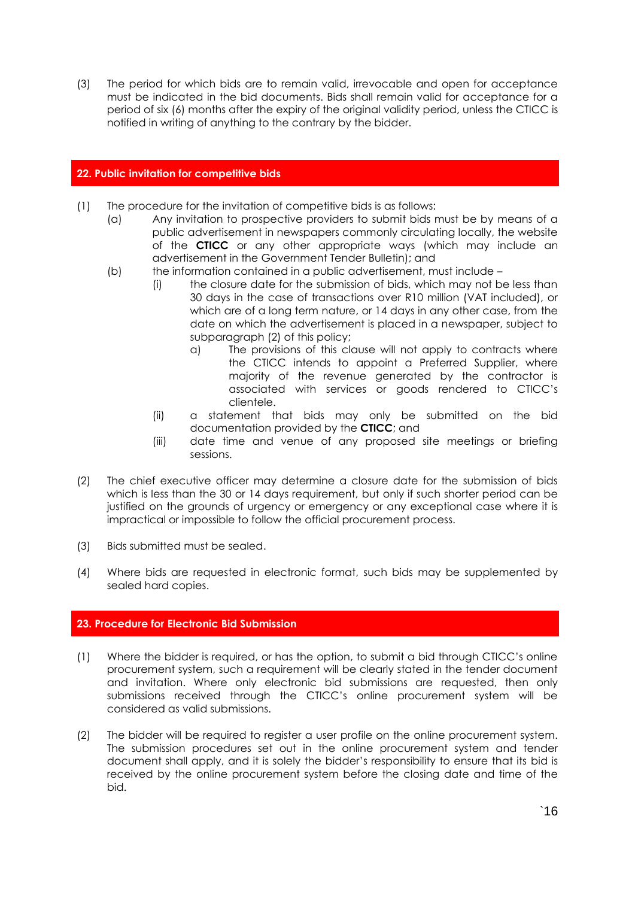(3) The period for which bids are to remain valid, irrevocable and open for acceptance must be indicated in the bid documents. Bids shall remain valid for acceptance for a period of six (6) months after the expiry of the original validity period, unless the CTICC is notified in writing of anything to the contrary by the bidder.

## 22. Public invitation for competitive bids

(1) The procedure for the invitation of competitive bids is as follows:

 (a) Any invitation to prospective providers to submit bids must be by means of a public advertisement in newspapers commonly circulating locally, the website of the **CTICC** or any other appropriate ways (which may include an advertisement in the Government Tender Bulletin); and

 (b) the information contained in a public advertisement, must include –

  (i) the closure date for the submission of bids, which may not be less than 30 days in the case of transactions over R10 million (VAT included), or which are of a long term nature, or 14 days in any other case, from the date on which the advertisement is placed in a newspaper, subject to subparagraph (2) of this policy;

   a) The provisions of this clause will not apply to contracts where the CTICC intends to appoint a Preferred Supplier, where majority of the revenue generated by the contractor is associated with services or goods rendered to CTICC's clientele.

  (ii) a statement that bids may only be submitted on the bid documentation provided by the **CTICC**; and

  (iii) date time and venue of any proposed site meetings or briefing sessions.

(2) The chief executive officer may determine a closure date for the submission of bids which is less than the 30 or 14 days requirement, but only if such shorter period can be justified on the grounds of urgency or emergency or any exceptional case where it is impractical or impossible to follow the official procurement process.

(3) Bids submitted must be sealed.

(4) Where bids are requested in electronic format, such bids may be supplemented by sealed hard copies.

## 23. Procedure for Electronic Bid Submission

(1) Where the bidder is required, or has the option, to submit a bid through CTICC's online procurement system, such a requirement will be clearly stated in the tender document and invitation. Where only electronic bid submissions are requested, then only submissions received through the CTICC's online procurement system will be considered as valid submissions.

(2) The bidder will be required to register a user profile on the online procurement system. The submission procedures set out in the online procurement system and tender document shall apply, and it is solely the bidder's responsibility to ensure that its bid is received by the online procurement system before the closing date and time of the bid.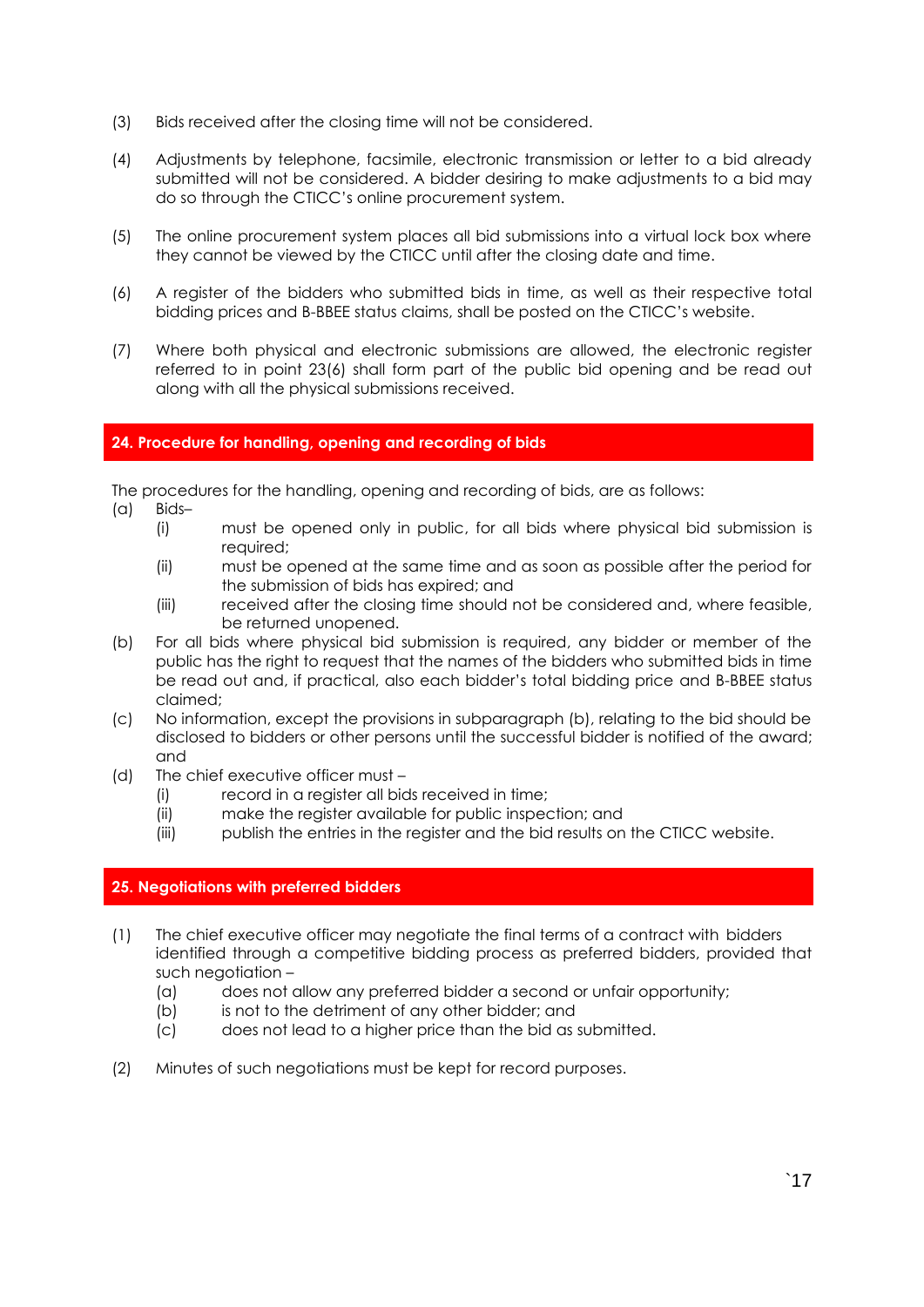(3) Bids received after the closing time will not be considered.

(4) Adjustments by telephone, facsimile, electronic transmission or letter to a bid already submitted will not be considered. A bidder desiring to make adjustments to a bid may do so through the CTICC's online procurement system.

(5) The online procurement system places all bid submissions into a virtual lock box where they cannot be viewed by the CTICC until after the closing date and time.

(6) A register of the bidders who submitted bids in time, as well as their respective total bidding prices and B-BBEE status claims, shall be posted on the CTICC's website.

(7) Where both physical and electronic submissions are allowed, the electronic register referred to in point 23(6) shall form part of the public bid opening and be read out along with all the physical submissions received.

## 24. Procedure for handling, opening and recording of bids

The procedures for the handling, opening and recording of bids, are as follows:

(a) Bids–
    (i) must be opened only in public, for all bids where physical bid submission is required;
    (ii) must be opened at the same time and as soon as possible after the period for the submission of bids has expired; and
    (iii) received after the closing time should not be considered and, where feasible, be returned unopened.

(b) For all bids where physical bid submission is required, any bidder or member of the public has the right to request that the names of the bidders who submitted bids in time be read out and, if practical, also each bidder's total bidding price and B-BBEE status claimed;

(c) No information, except the provisions in subparagraph (b), relating to the bid should be disclosed to bidders or other persons until the successful bidder is notified of the award; and

(d) The chief executive officer must –
    (i) record in a register all bids received in time;
    (ii) make the register available for public inspection; and
    (iii) publish the entries in the register and the bid results on the CTICC website.

## 25. Negotiations with preferred bidders

(1) The chief executive officer may negotiate the final terms of a contract with bidders identified through a competitive bidding process as preferred bidders, provided that such negotiation –
    (a) does not allow any preferred bidder a second or unfair opportunity;
    (b) is not to the detriment of any other bidder; and
    (c) does not lead to a higher price than the bid as submitted.

(2) Minutes of such negotiations must be kept for record purposes.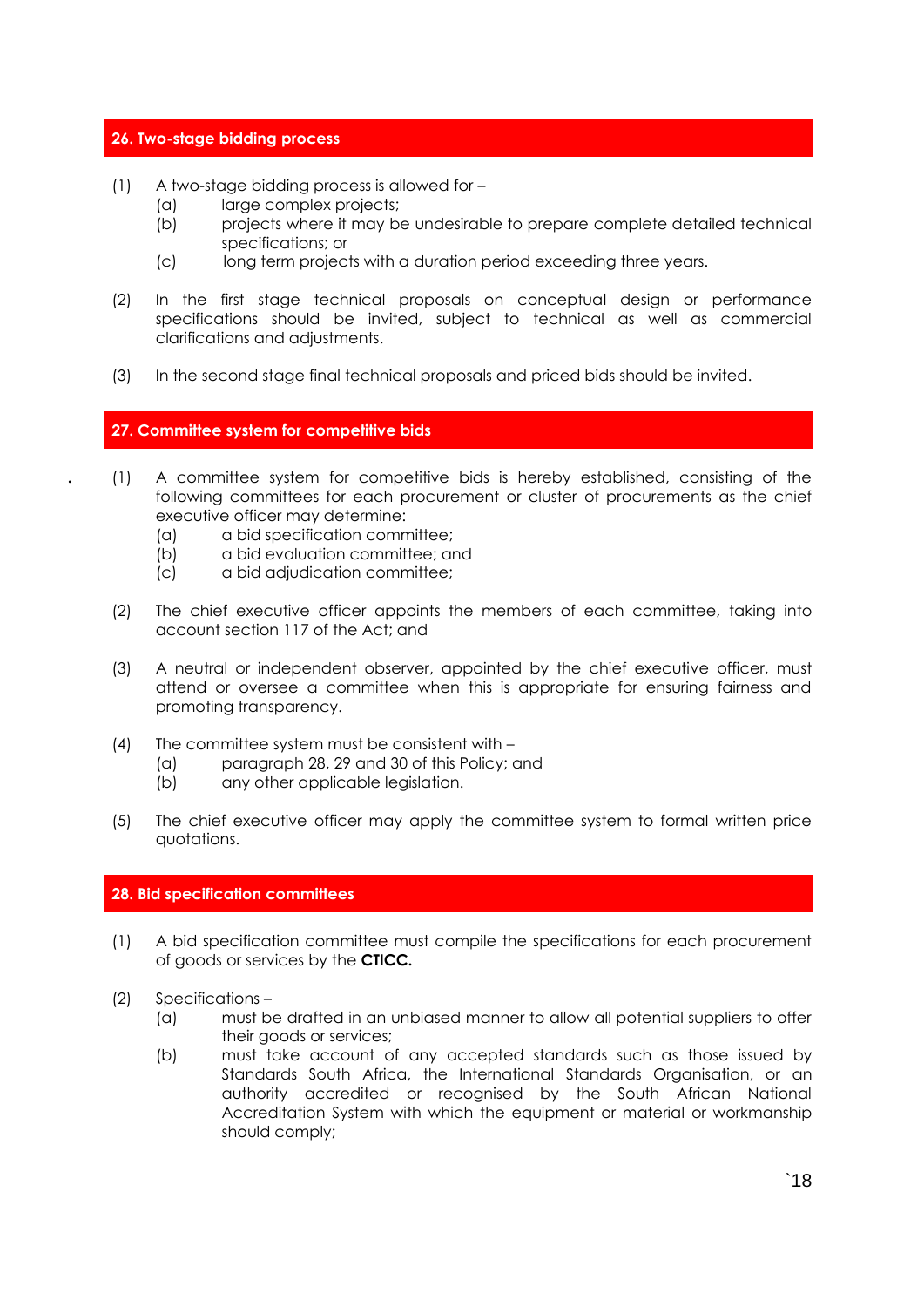## 26. Two-stage bidding process

(1) A two-stage bidding process is allowed for –
  (a) large complex projects;
  (b) projects where it may be undesirable to prepare complete detailed technical specifications; or
  (c) long term projects with a duration period exceeding three years.

(2) In the first stage technical proposals on conceptual design or performance specifications should be invited, subject to technical as well as commercial clarifications and adjustments.

(3) In the second stage final technical proposals and priced bids should be invited.

## 27. Committee system for competitive bids

(1) A committee system for competitive bids is hereby established, consisting of the following committees for each procurement or cluster of procurements as the chief executive officer may determine:
  (a) a bid specification committee;
  (b) a bid evaluation committee; and
  (c) a bid adjudication committee;

(2) The chief executive officer appoints the members of each committee, taking into account section 117 of the Act; and

(3) A neutral or independent observer, appointed by the chief executive officer, must attend or oversee a committee when this is appropriate for ensuring fairness and promoting transparency.

(4) The committee system must be consistent with –
  (a) paragraph 28, 29 and 30 of this Policy; and
  (b) any other applicable legislation.

(5) The chief executive officer may apply the committee system to formal written price quotations.

## 28. Bid specification committees

(1) A bid specification committee must compile the specifications for each procurement of goods or services by the **CTICC.**

(2) Specifications –
  (a) must be drafted in an unbiased manner to allow all potential suppliers to offer their goods or services;
  (b) must take account of any accepted standards such as those issued by Standards South Africa, the International Standards Organisation, or an authority accredited or recognised by the South African National Accreditation System with which the equipment or material or workmanship should comply;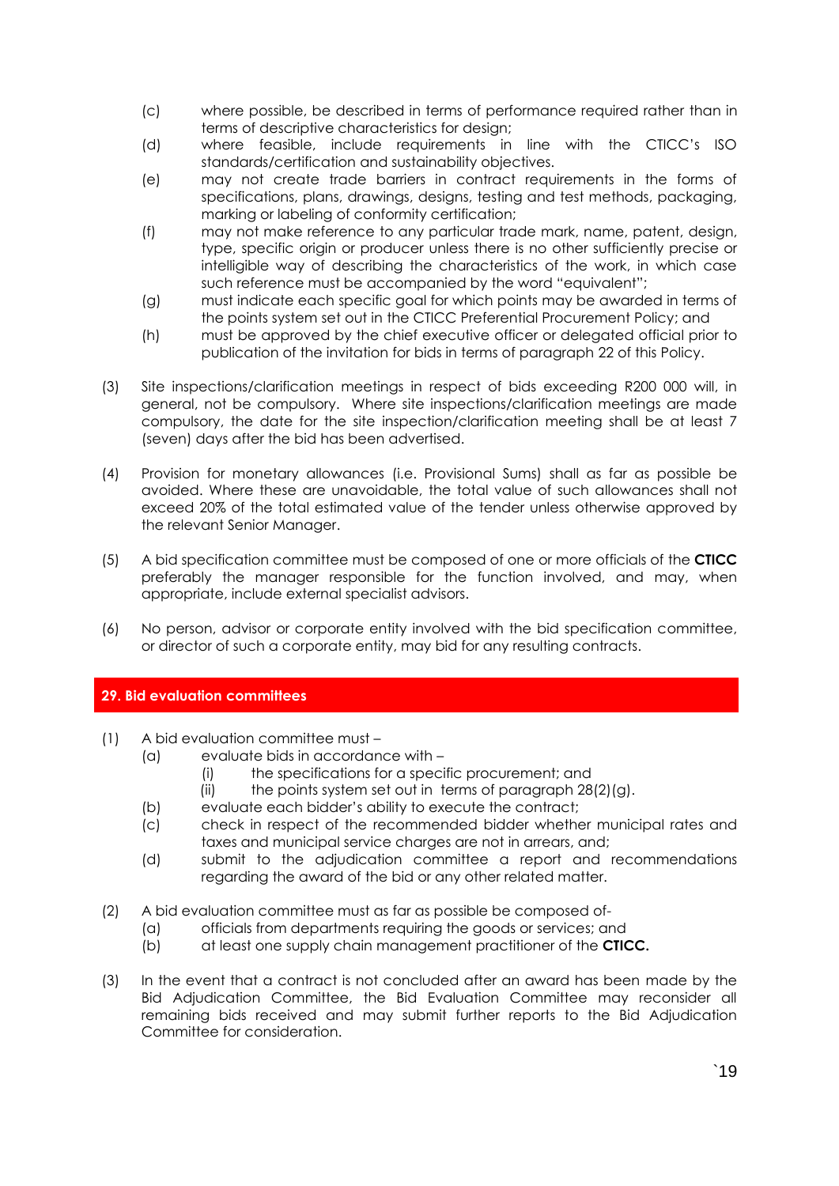(c) where possible, be described in terms of performance required rather than in terms of descriptive characteristics for design;

(d) where feasible, include requirements in line with the CTICC's ISO standards/certification and sustainability objectives.

(e) may not create trade barriers in contract requirements in the forms of specifications, plans, drawings, designs, testing and test methods, packaging, marking or labeling of conformity certification;

(f) may not make reference to any particular trade mark, name, patent, design, type, specific origin or producer unless there is no other sufficiently precise or intelligible way of describing the characteristics of the work, in which case such reference must be accompanied by the word "equivalent";

(g) must indicate each specific goal for which points may be awarded in terms of the points system set out in the CTICC Preferential Procurement Policy; and

(h) must be approved by the chief executive officer or delegated official prior to publication of the invitation for bids in terms of paragraph 22 of this Policy.

(3) Site inspections/clarification meetings in respect of bids exceeding R200 000 will, in general, not be compulsory. Where site inspections/clarification meetings are made compulsory, the date for the site inspection/clarification meeting shall be at least 7 (seven) days after the bid has been advertised.

(4) Provision for monetary allowances (i.e. Provisional Sums) shall as far as possible be avoided. Where these are unavoidable, the total value of such allowances shall not exceed 20% of the total estimated value of the tender unless otherwise approved by the relevant Senior Manager.

(5) A bid specification committee must be composed of one or more officials of the **CTICC** preferably the manager responsible for the function involved, and may, when appropriate, include external specialist advisors.

(6) No person, advisor or corporate entity involved with the bid specification committee, or director of such a corporate entity, may bid for any resulting contracts.

## 29. Bid evaluation committees

(1) A bid evaluation committee must –

(a) evaluate bids in accordance with –

(i) the specifications for a specific procurement; and

(ii) the points system set out in terms of paragraph 28(2)(g).

(b) evaluate each bidder's ability to execute the contract;

(c) check in respect of the recommended bidder whether municipal rates and taxes and municipal service charges are not in arrears, and;

(d) submit to the adjudication committee a report and recommendations regarding the award of the bid or any other related matter.

(2) A bid evaluation committee must as far as possible be composed of-

(a) officials from departments requiring the goods or services; and

(b) at least one supply chain management practitioner of the **CTICC.**

(3) In the event that a contract is not concluded after an award has been made by the Bid Adjudication Committee, the Bid Evaluation Committee may reconsider all remaining bids received and may submit further reports to the Bid Adjudication Committee for consideration.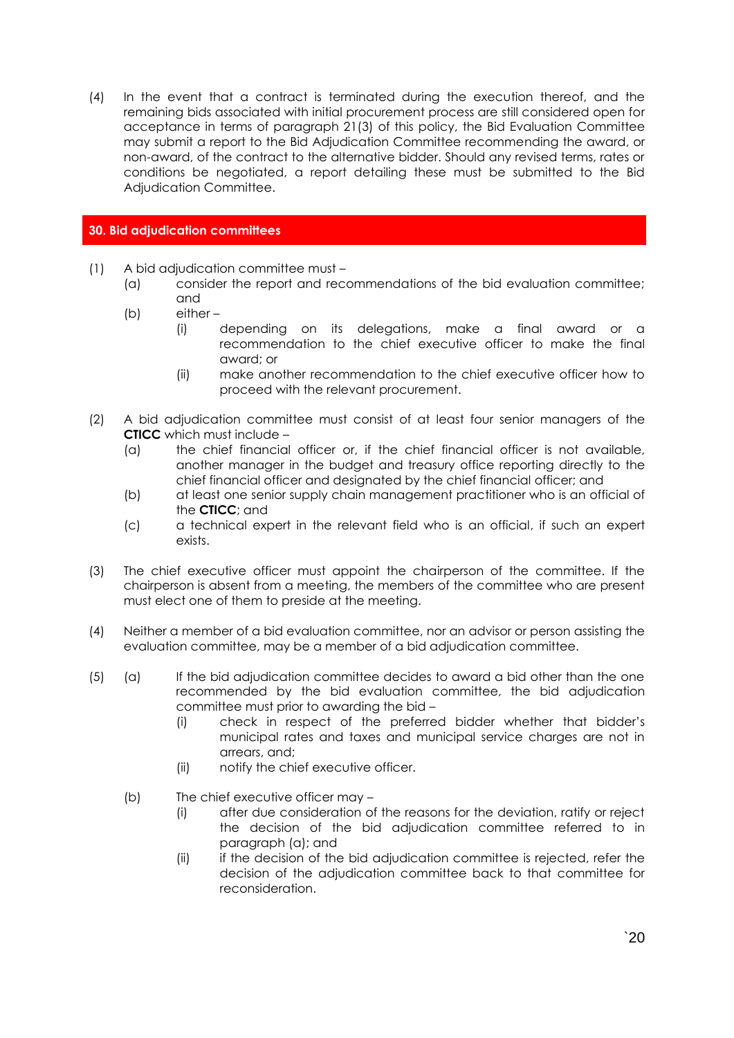(4) In the event that a contract is terminated during the execution thereof, and the remaining bids associated with initial procurement process are still considered open for acceptance in terms of paragraph 21(3) of this policy, the Bid Evaluation Committee may submit a report to the Bid Adjudication Committee recommending the award, or non-award, of the contract to the alternative bidder. Should any revised terms, rates or conditions be negotiated, a report detailing these must be submitted to the Bid Adjudication Committee.

## 30. Bid adjudication committees

(1) A bid adjudication committee must –

   (a) consider the report and recommendations of the bid evaluation committee; and

   (b) either –

      (i) depending on its delegations, make a final award or a recommendation to the chief executive officer to make the final award; or

      (ii) make another recommendation to the chief executive officer how to proceed with the relevant procurement.

(2) A bid adjudication committee must consist of at least four senior managers of the **CTICC** which must include –

   (a) the chief financial officer or, if the chief financial officer is not available, another manager in the budget and treasury office reporting directly to the chief financial officer and designated by the chief financial officer; and

   (b) at least one senior supply chain management practitioner who is an official of the **CTICC**; and

   (c) a technical expert in the relevant field who is an official, if such an expert exists.

(3) The chief executive officer must appoint the chairperson of the committee. If the chairperson is absent from a meeting, the members of the committee who are present must elect one of them to preside at the meeting.

(4) Neither a member of a bid evaluation committee, nor an advisor or person assisting the evaluation committee, may be a member of a bid adjudication committee.

(5) (a) If the bid adjudication committee decides to award a bid other than the one recommended by the bid evaluation committee, the bid adjudication committee must prior to awarding the bid –

      (i) check in respect of the preferred bidder whether that bidder's municipal rates and taxes and municipal service charges are not in arrears, and;

      (ii) notify the chief executive officer.

   (b) The chief executive officer may –

      (i) after due consideration of the reasons for the deviation, ratify or reject the decision of the bid adjudication committee referred to in paragraph (a); and

      (ii) if the decision of the bid adjudication committee is rejected, refer the decision of the adjudication committee back to that committee for reconsideration.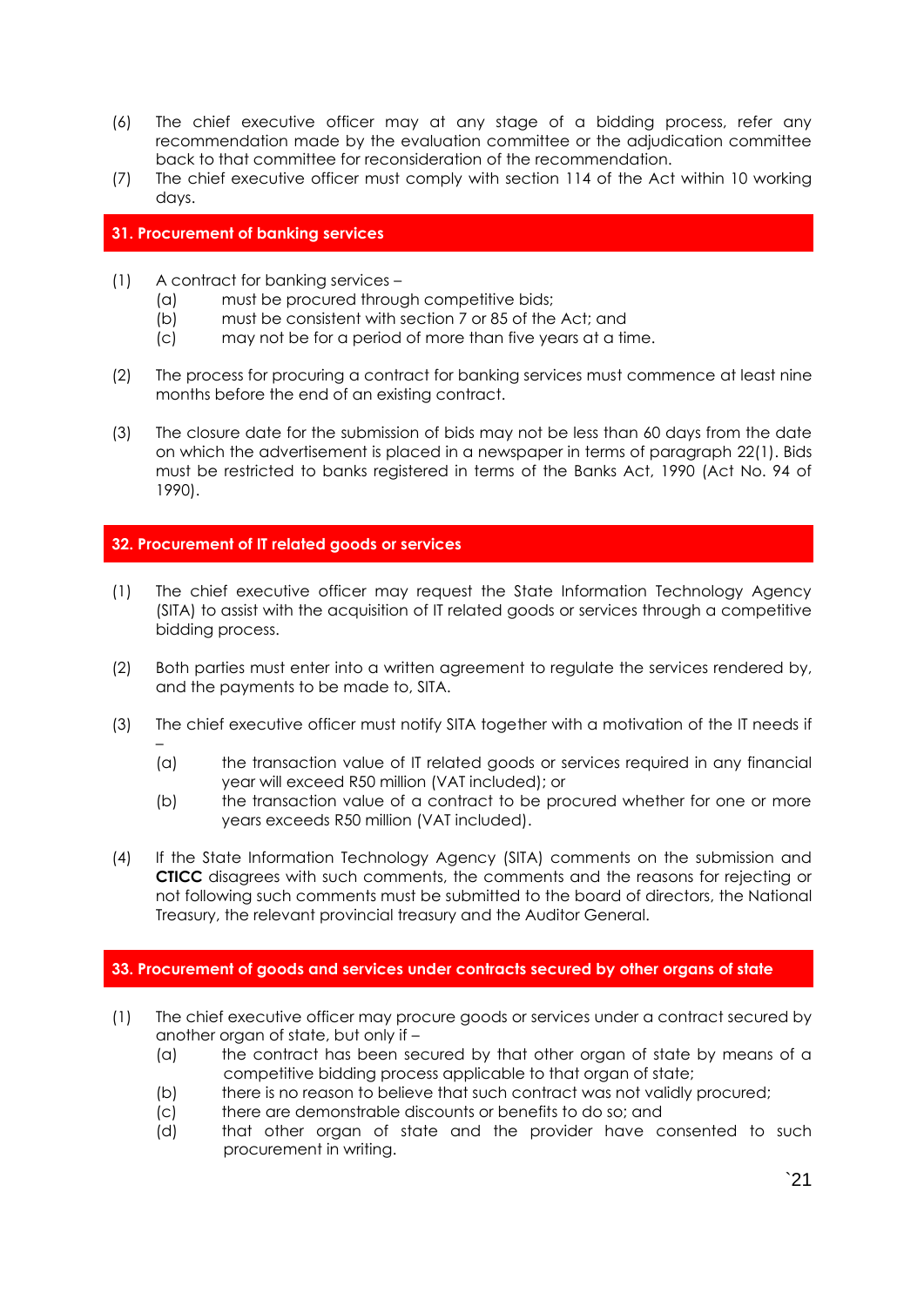(6) The chief executive officer may at any stage of a bidding process, refer any recommendation made by the evaluation committee or the adjudication committee back to that committee for reconsideration of the recommendation.

(7) The chief executive officer must comply with section 114 of the Act within 10 working days.

## 31. Procurement of banking services

(1) A contract for banking services –
  (a) must be procured through competitive bids;
  (b) must be consistent with section 7 or 85 of the Act; and
  (c) may not be for a period of more than five years at a time.

(2) The process for procuring a contract for banking services must commence at least nine months before the end of an existing contract.

(3) The closure date for the submission of bids may not be less than 60 days from the date on which the advertisement is placed in a newspaper in terms of paragraph 22(1). Bids must be restricted to banks registered in terms of the Banks Act, 1990 (Act No. 94 of 1990).

## 32. Procurement of IT related goods or services

(1) The chief executive officer may request the State Information Technology Agency (SITA) to assist with the acquisition of IT related goods or services through a competitive bidding process.

(2) Both parties must enter into a written agreement to regulate the services rendered by, and the payments to be made to, SITA.

(3) The chief executive officer must notify SITA together with a motivation of the IT needs if –
  (a) the transaction value of IT related goods or services required in any financial year will exceed R50 million (VAT included); or
  (b) the transaction value of a contract to be procured whether for one or more years exceeds R50 million (VAT included).

(4) If the State Information Technology Agency (SITA) comments on the submission and **CTICC** disagrees with such comments, the comments and the reasons for rejecting or not following such comments must be submitted to the board of directors, the National Treasury, the relevant provincial treasury and the Auditor General.

## 33. Procurement of goods and services under contracts secured by other organs of state

(1) The chief executive officer may procure goods or services under a contract secured by another organ of state, but only if –
  (a) the contract has been secured by that other organ of state by means of a competitive bidding process applicable to that organ of state;
  (b) there is no reason to believe that such contract was not validly procured;
  (c) there are demonstrable discounts or benefits to do so; and
  (d) that other organ of state and the provider have consented to such procurement in writing.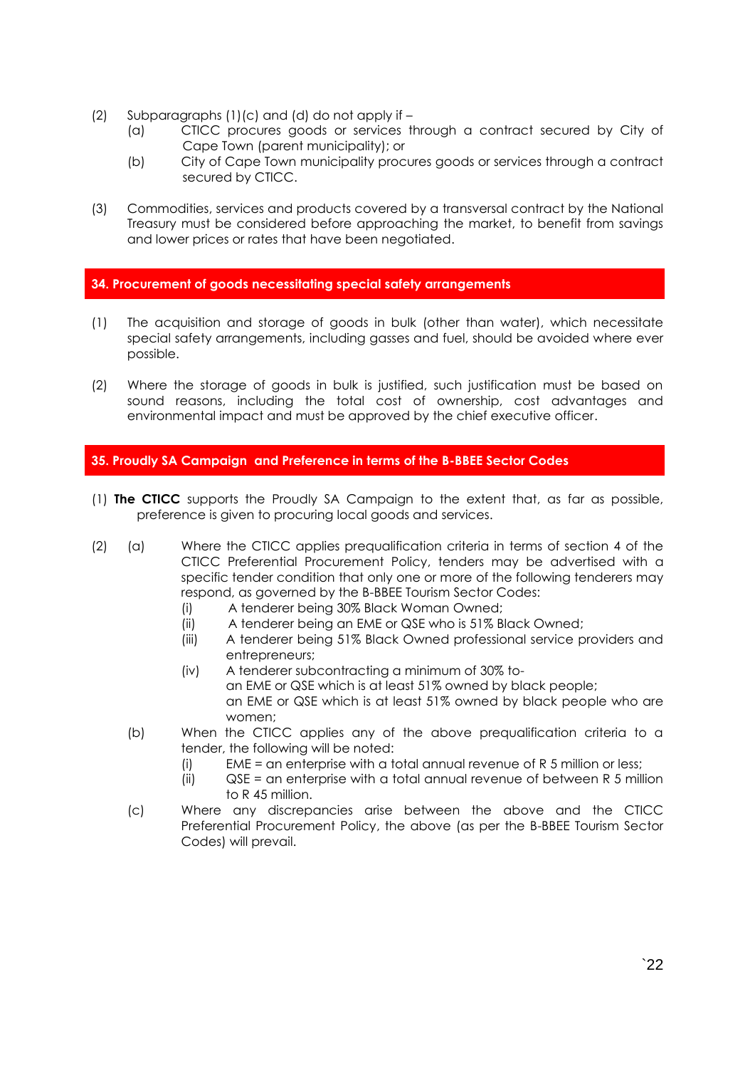(2) Subparagraphs (1)(c) and (d) do not apply if –

(a) CTICC procures goods or services through a contract secured by City of Cape Town (parent municipality); or

(b) City of Cape Town municipality procures goods or services through a contract secured by CTICC.

(3) Commodities, services and products covered by a transversal contract by the National Treasury must be considered before approaching the market, to benefit from savings and lower prices or rates that have been negotiated.

## 34. Procurement of goods necessitating special safety arrangements

(1) The acquisition and storage of goods in bulk (other than water), which necessitate special safety arrangements, including gasses and fuel, should be avoided where ever possible.

(2) Where the storage of goods in bulk is justified, such justification must be based on sound reasons, including the total cost of ownership, cost advantages and environmental impact and must be approved by the chief executive officer.

## 35. Proudly SA Campaign and Preference in terms of the B-BBEE Sector Codes

(1) **The CTICC** supports the Proudly SA Campaign to the extent that, as far as possible, preference is given to procuring local goods and services.

(2) (a) Where the CTICC applies prequalification criteria in terms of section 4 of the CTICC Preferential Procurement Policy, tenders may be advertised with a specific tender condition that only one or more of the following tenderers may respond, as governed by the B-BBEE Tourism Sector Codes:

(i) A tenderer being 30% Black Woman Owned;

(ii) A tenderer being an EME or QSE who is 51% Black Owned;

(iii) A tenderer being 51% Black Owned professional service providers and entrepreneurs;

(iv) A tenderer subcontracting a minimum of 30% to-
an EME or QSE which is at least 51% owned by black people;
an EME or QSE which is at least 51% owned by black people who are women;

(b) When the CTICC applies any of the above prequalification criteria to a tender, the following will be noted:

(i) EME = an enterprise with a total annual revenue of R 5 million or less;

(ii) QSE = an enterprise with a total annual revenue of between R 5 million to R 45 million.

(c) Where any discrepancies arise between the above and the CTICC Preferential Procurement Policy, the above (as per the B-BBEE Tourism Sector Codes) will prevail.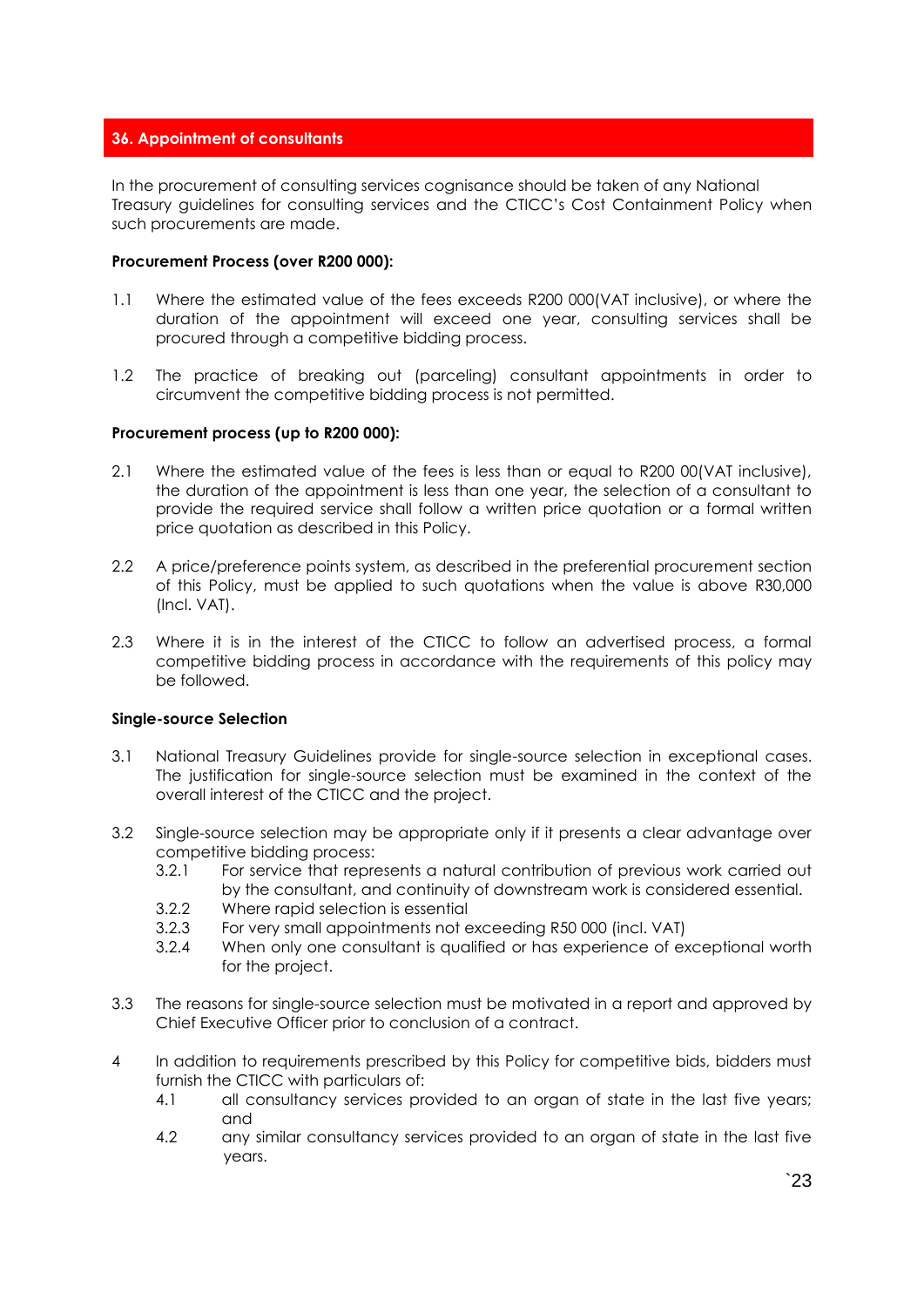## 36. Appointment of consultants

In the procurement of consulting services cognisance should be taken of any National Treasury guidelines for consulting services and the CTICC's Cost Containment Policy when such procurements are made.

**Procurement Process (over R200 000):**

1.1 Where the estimated value of the fees exceeds R200 000(VAT inclusive), or where the duration of the appointment will exceed one year, consulting services shall be procured through a competitive bidding process.

1.2 The practice of breaking out (parceling) consultant appointments in order to circumvent the competitive bidding process is not permitted.

**Procurement process (up to R200 000):**

2.1 Where the estimated value of the fees is less than or equal to R200 00(VAT inclusive), the duration of the appointment is less than one year, the selection of a consultant to provide the required service shall follow a written price quotation or a formal written price quotation as described in this Policy.

2.2 A price/preference points system, as described in the preferential procurement section of this Policy, must be applied to such quotations when the value is above R30,000 (Incl. VAT).

2.3 Where it is in the interest of the CTICC to follow an advertised process, a formal competitive bidding process in accordance with the requirements of this policy may be followed.

**Single-source Selection**

3.1 National Treasury Guidelines provide for single-source selection in exceptional cases. The justification for single-source selection must be examined in the context of the overall interest of the CTICC and the project.

3.2 Single-source selection may be appropriate only if it presents a clear advantage over competitive bidding process:

- 3.2.1 For service that represents a natural contribution of previous work carried out by the consultant, and continuity of downstream work is considered essential.
- 3.2.2 Where rapid selection is essential
- 3.2.3 For very small appointments not exceeding R50 000 (incl. VAT)
- 3.2.4 When only one consultant is qualified or has experience of exceptional worth for the project.

3.3 The reasons for single-source selection must be motivated in a report and approved by Chief Executive Officer prior to conclusion of a contract.

4 In addition to requirements prescribed by this Policy for competitive bids, bidders must furnish the CTICC with particulars of:

- 4.1 all consultancy services provided to an organ of state in the last five years; and
- 4.2 any similar consultancy services provided to an organ of state in the last five years.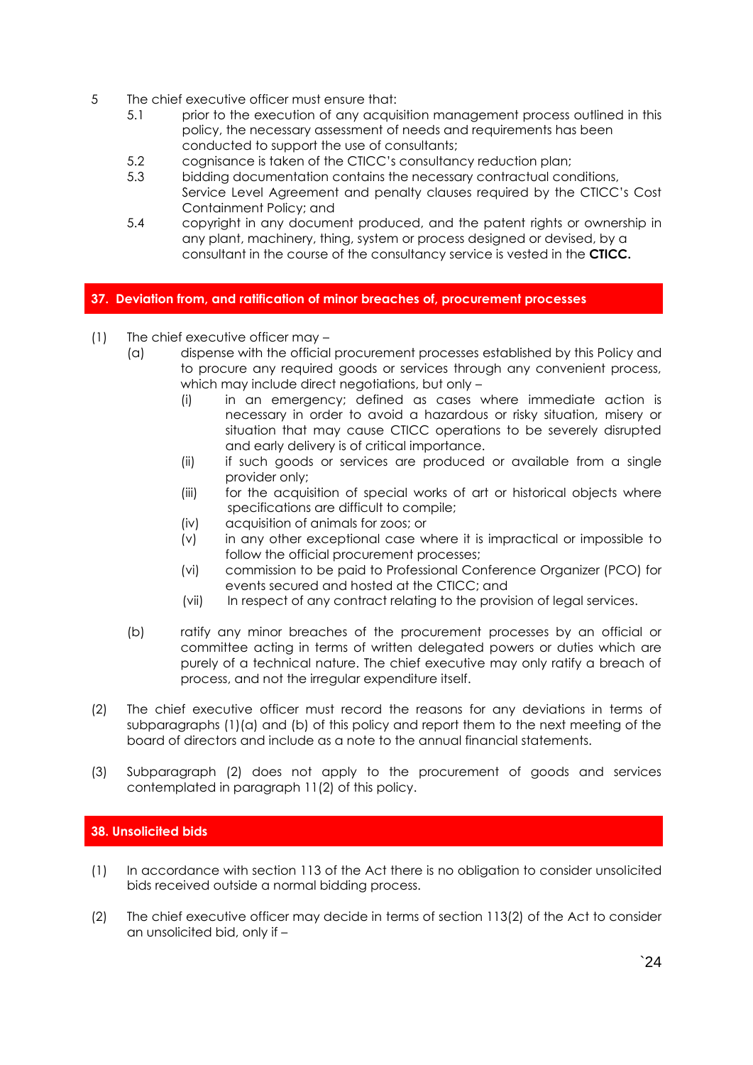5 The chief executive officer must ensure that:

5.1 prior to the execution of any acquisition management process outlined in this policy, the necessary assessment of needs and requirements has been conducted to support the use of consultants;

5.2 cognisance is taken of the CTICC's consultancy reduction plan;

5.3 bidding documentation contains the necessary contractual conditions, Service Level Agreement and penalty clauses required by the CTICC's Cost Containment Policy; and

5.4 copyright in any document produced, and the patent rights or ownership in any plant, machinery, thing, system or process designed or devised, by a consultant in the course of the consultancy service is vested in the **CTICC.**

## 37. Deviation from, and ratification of minor breaches of, procurement processes

(1) The chief executive officer may –

(a) dispense with the official procurement processes established by this Policy and to procure any required goods or services through any convenient process, which may include direct negotiations, but only –

(i) in an emergency; defined as cases where immediate action is necessary in order to avoid a hazardous or risky situation, misery or situation that may cause CTICC operations to be severely disrupted and early delivery is of critical importance.

(ii) if such goods or services are produced or available from a single provider only;

(iii) for the acquisition of special works of art or historical objects where specifications are difficult to compile;

(iv) acquisition of animals for zoos; or

(v) in any other exceptional case where it is impractical or impossible to follow the official procurement processes;

(vi) commission to be paid to Professional Conference Organizer (PCO) for events secured and hosted at the CTICC; and

(vii) In respect of any contract relating to the provision of legal services.

(b) ratify any minor breaches of the procurement processes by an official or committee acting in terms of written delegated powers or duties which are purely of a technical nature. The chief executive may only ratify a breach of process, and not the irregular expenditure itself.

(2) The chief executive officer must record the reasons for any deviations in terms of subparagraphs (1)(a) and (b) of this policy and report them to the next meeting of the board of directors and include as a note to the annual financial statements.

(3) Subparagraph (2) does not apply to the procurement of goods and services contemplated in paragraph 11(2) of this policy.

## 38. Unsolicited bids

(1) In accordance with section 113 of the Act there is no obligation to consider unsolicited bids received outside a normal bidding process.

(2) The chief executive officer may decide in terms of section 113(2) of the Act to consider an unsolicited bid, only if –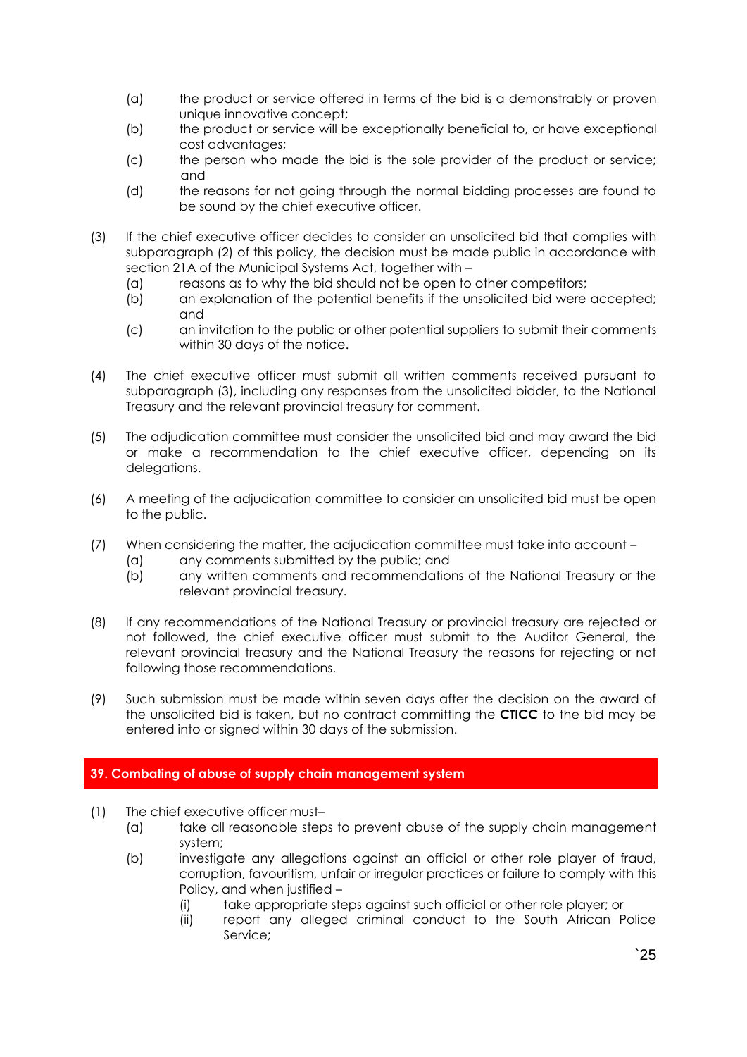(a) the product or service offered in terms of the bid is a demonstrably or proven unique innovative concept;

(b) the product or service will be exceptionally beneficial to, or have exceptional cost advantages;

(c) the person who made the bid is the sole provider of the product or service; and

(d) the reasons for not going through the normal bidding processes are found to be sound by the chief executive officer.

(3) If the chief executive officer decides to consider an unsolicited bid that complies with subparagraph (2) of this policy, the decision must be made public in accordance with section 21A of the Municipal Systems Act, together with –

(a) reasons as to why the bid should not be open to other competitors;

(b) an explanation of the potential benefits if the unsolicited bid were accepted; and

(c) an invitation to the public or other potential suppliers to submit their comments within 30 days of the notice.

(4) The chief executive officer must submit all written comments received pursuant to subparagraph (3), including any responses from the unsolicited bidder, to the National Treasury and the relevant provincial treasury for comment.

(5) The adjudication committee must consider the unsolicited bid and may award the bid or make a recommendation to the chief executive officer, depending on its delegations.

(6) A meeting of the adjudication committee to consider an unsolicited bid must be open to the public.

(7) When considering the matter, the adjudication committee must take into account –

(a) any comments submitted by the public; and

(b) any written comments and recommendations of the National Treasury or the relevant provincial treasury.

(8) If any recommendations of the National Treasury or provincial treasury are rejected or not followed, the chief executive officer must submit to the Auditor General, the relevant provincial treasury and the National Treasury the reasons for rejecting or not following those recommendations.

(9) Such submission must be made within seven days after the decision on the award of the unsolicited bid is taken, but no contract committing the **CTICC** to the bid may be entered into or signed within 30 days of the submission.

## 39. Combating of abuse of supply chain management system

(1) The chief executive officer must–

(a) take all reasonable steps to prevent abuse of the supply chain management system;

(b) investigate any allegations against an official or other role player of fraud, corruption, favouritism, unfair or irregular practices or failure to comply with this Policy, and when justified –

(i) take appropriate steps against such official or other role player; or

(ii) report any alleged criminal conduct to the South African Police Service;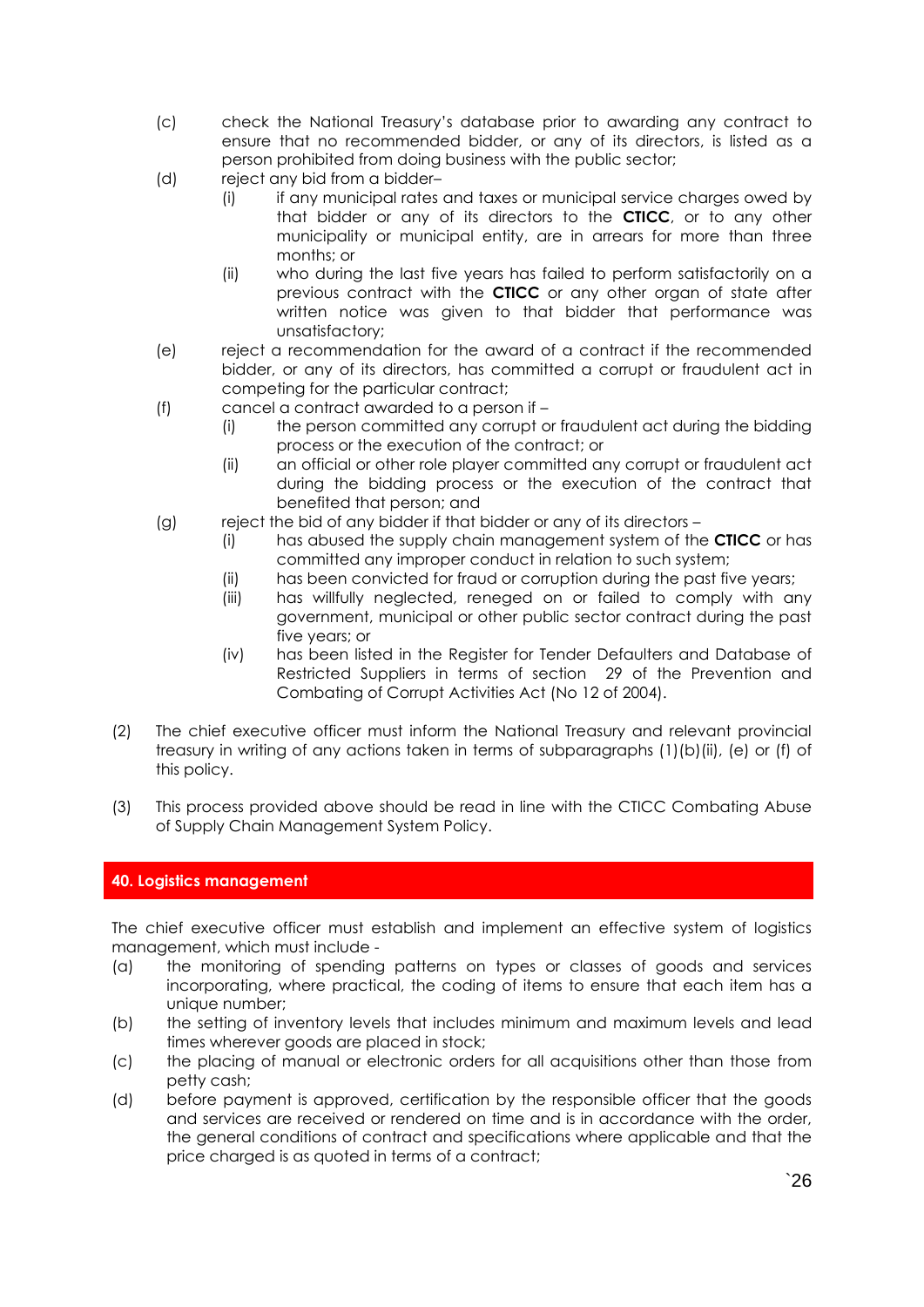(c) check the National Treasury's database prior to awarding any contract to ensure that no recommended bidder, or any of its directors, is listed as a person prohibited from doing business with the public sector;

(d) reject any bid from a bidder–

   (i) if any municipal rates and taxes or municipal service charges owed by that bidder or any of its directors to the **CTICC**, or to any other municipality or municipal entity, are in arrears for more than three months; or

   (ii) who during the last five years has failed to perform satisfactorily on a previous contract with the **CTICC** or any other organ of state after written notice was given to that bidder that performance was unsatisfactory;

(e) reject a recommendation for the award of a contract if the recommended bidder, or any of its directors, has committed a corrupt or fraudulent act in competing for the particular contract;

(f) cancel a contract awarded to a person if –

   (i) the person committed any corrupt or fraudulent act during the bidding process or the execution of the contract; or

   (ii) an official or other role player committed any corrupt or fraudulent act during the bidding process or the execution of the contract that benefited that person; and

(g) reject the bid of any bidder if that bidder or any of its directors –

   (i) has abused the supply chain management system of the **CTICC** or has committed any improper conduct in relation to such system;

   (ii) has been convicted for fraud or corruption during the past five years;

   (iii) has willfully neglected, reneged on or failed to comply with any government, municipal or other public sector contract during the past five years; or

   (iv) has been listed in the Register for Tender Defaulters and Database of Restricted Suppliers in terms of section 29 of the Prevention and Combating of Corrupt Activities Act (No 12 of 2004).

(2) The chief executive officer must inform the National Treasury and relevant provincial treasury in writing of any actions taken in terms of subparagraphs (1)(b)(ii), (e) or (f) of this policy.

(3) This process provided above should be read in line with the CTICC Combating Abuse of Supply Chain Management System Policy.

## 40. Logistics management

The chief executive officer must establish and implement an effective system of logistics management, which must include -

(a) the monitoring of spending patterns on types or classes of goods and services incorporating, where practical, the coding of items to ensure that each item has a unique number;

(b) the setting of inventory levels that includes minimum and maximum levels and lead times wherever goods are placed in stock;

(c) the placing of manual or electronic orders for all acquisitions other than those from petty cash;

(d) before payment is approved, certification by the responsible officer that the goods and services are received or rendered on time and is in accordance with the order, the general conditions of contract and specifications where applicable and that the price charged is as quoted in terms of a contract;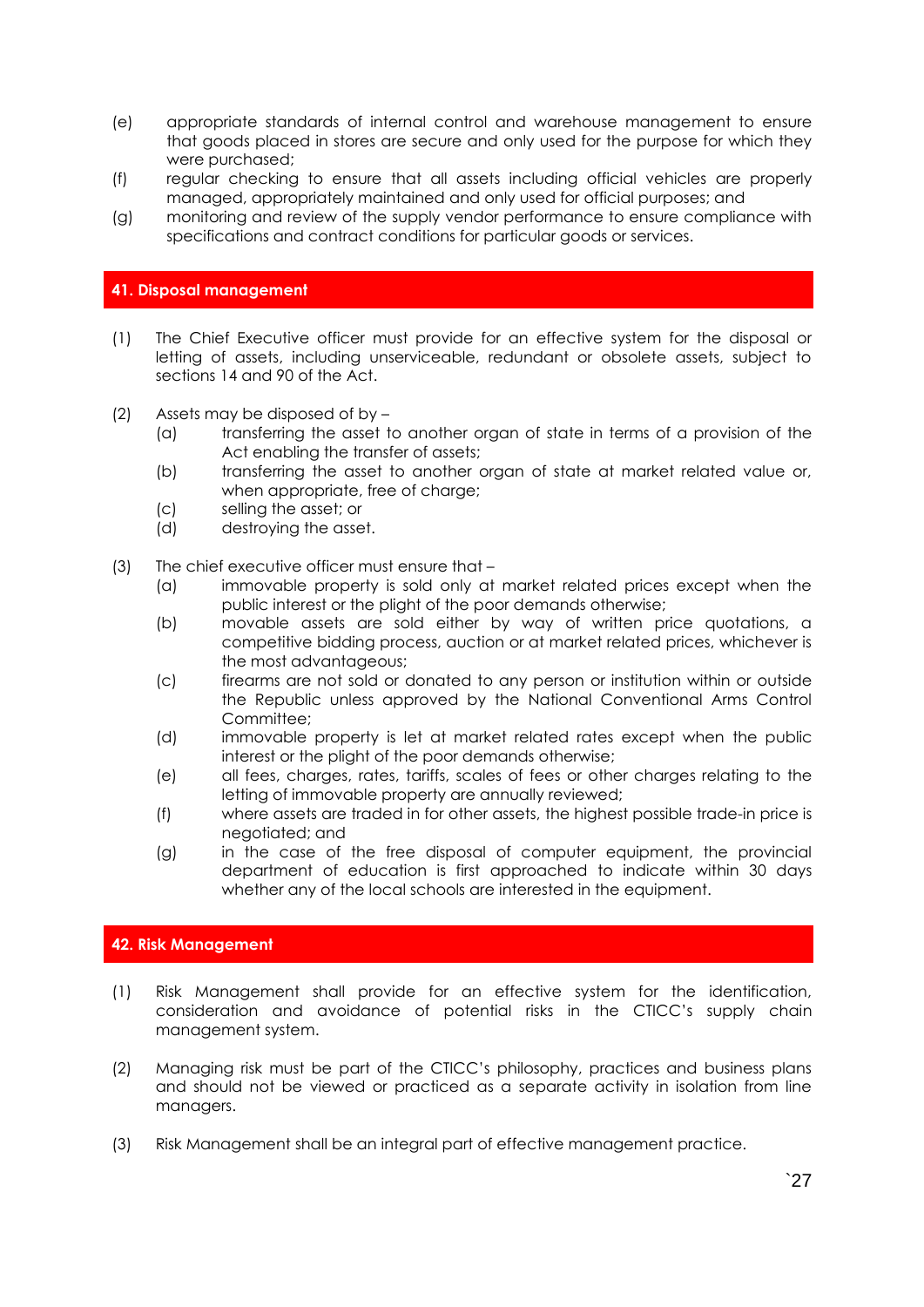(e) appropriate standards of internal control and warehouse management to ensure that goods placed in stores are secure and only used for the purpose for which they were purchased;

(f) regular checking to ensure that all assets including official vehicles are properly managed, appropriately maintained and only used for official purposes; and

(g) monitoring and review of the supply vendor performance to ensure compliance with specifications and contract conditions for particular goods or services.

## 41. Disposal management

(1) The Chief Executive officer must provide for an effective system for the disposal or letting of assets, including unserviceable, redundant or obsolete assets, subject to sections 14 and 90 of the Act.

(2) Assets may be disposed of by –

   (a) transferring the asset to another organ of state in terms of a provision of the Act enabling the transfer of assets;

   (b) transferring the asset to another organ of state at market related value or, when appropriate, free of charge;

   (c) selling the asset; or

   (d) destroying the asset.

(3) The chief executive officer must ensure that –

   (a) immovable property is sold only at market related prices except when the public interest or the plight of the poor demands otherwise;

   (b) movable assets are sold either by way of written price quotations, a competitive bidding process, auction or at market related prices, whichever is the most advantageous;

   (c) firearms are not sold or donated to any person or institution within or outside the Republic unless approved by the National Conventional Arms Control Committee;

   (d) immovable property is let at market related rates except when the public interest or the plight of the poor demands otherwise;

   (e) all fees, charges, rates, tariffs, scales of fees or other charges relating to the letting of immovable property are annually reviewed;

   (f) where assets are traded in for other assets, the highest possible trade-in price is negotiated; and

   (g) in the case of the free disposal of computer equipment, the provincial department of education is first approached to indicate within 30 days whether any of the local schools are interested in the equipment.

## 42. Risk Management

(1) Risk Management shall provide for an effective system for the identification, consideration and avoidance of potential risks in the CTICC's supply chain management system.

(2) Managing risk must be part of the CTICC's philosophy, practices and business plans and should not be viewed or practiced as a separate activity in isolation from line managers.

(3) Risk Management shall be an integral part of effective management practice.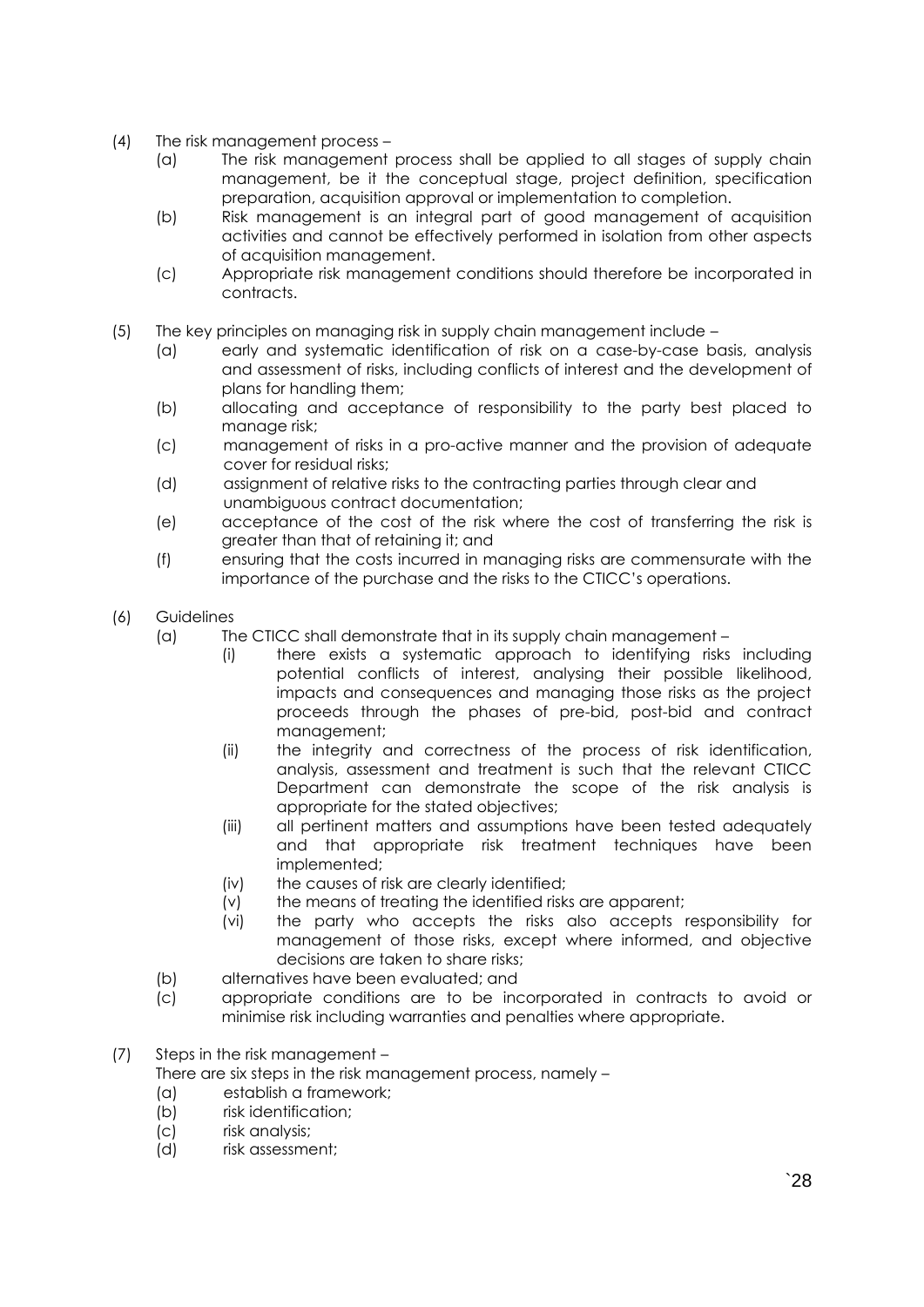(4) The risk management process –

(a) The risk management process shall be applied to all stages of supply chain management, be it the conceptual stage, project definition, specification preparation, acquisition approval or implementation to completion.

(b) Risk management is an integral part of good management of acquisition activities and cannot be effectively performed in isolation from other aspects of acquisition management.

(c) Appropriate risk management conditions should therefore be incorporated in contracts.

(5) The key principles on managing risk in supply chain management include –

(a) early and systematic identification of risk on a case-by-case basis, analysis and assessment of risks, including conflicts of interest and the development of plans for handling them;

(b) allocating and acceptance of responsibility to the party best placed to manage risk;

(c) management of risks in a pro-active manner and the provision of adequate cover for residual risks;

(d) assignment of relative risks to the contracting parties through clear and unambiguous contract documentation;

(e) acceptance of the cost of the risk where the cost of transferring the risk is greater than that of retaining it; and

(f) ensuring that the costs incurred in managing risks are commensurate with the importance of the purchase and the risks to the CTICC's operations.

(6) Guidelines

(a) The CTICC shall demonstrate that in its supply chain management –

(i) there exists a systematic approach to identifying risks including potential conflicts of interest, analysing their possible likelihood, impacts and consequences and managing those risks as the project proceeds through the phases of pre-bid, post-bid and contract management;

(ii) the integrity and correctness of the process of risk identification, analysis, assessment and treatment is such that the relevant CTICC Department can demonstrate the scope of the risk analysis is appropriate for the stated objectives;

(iii) all pertinent matters and assumptions have been tested adequately and that appropriate risk treatment techniques have been implemented;

(iv) the causes of risk are clearly identified;

(v) the means of treating the identified risks are apparent;

(vi) the party who accepts the risks also accepts responsibility for management of those risks, except where informed, and objective decisions are taken to share risks;

(b) alternatives have been evaluated; and

(c) appropriate conditions are to be incorporated in contracts to avoid or minimise risk including warranties and penalties where appropriate.

(7) Steps in the risk management –

There are six steps in the risk management process, namely –

(a) establish a framework;

(b) risk identification;

(c) risk analysis;

(d) risk assessment;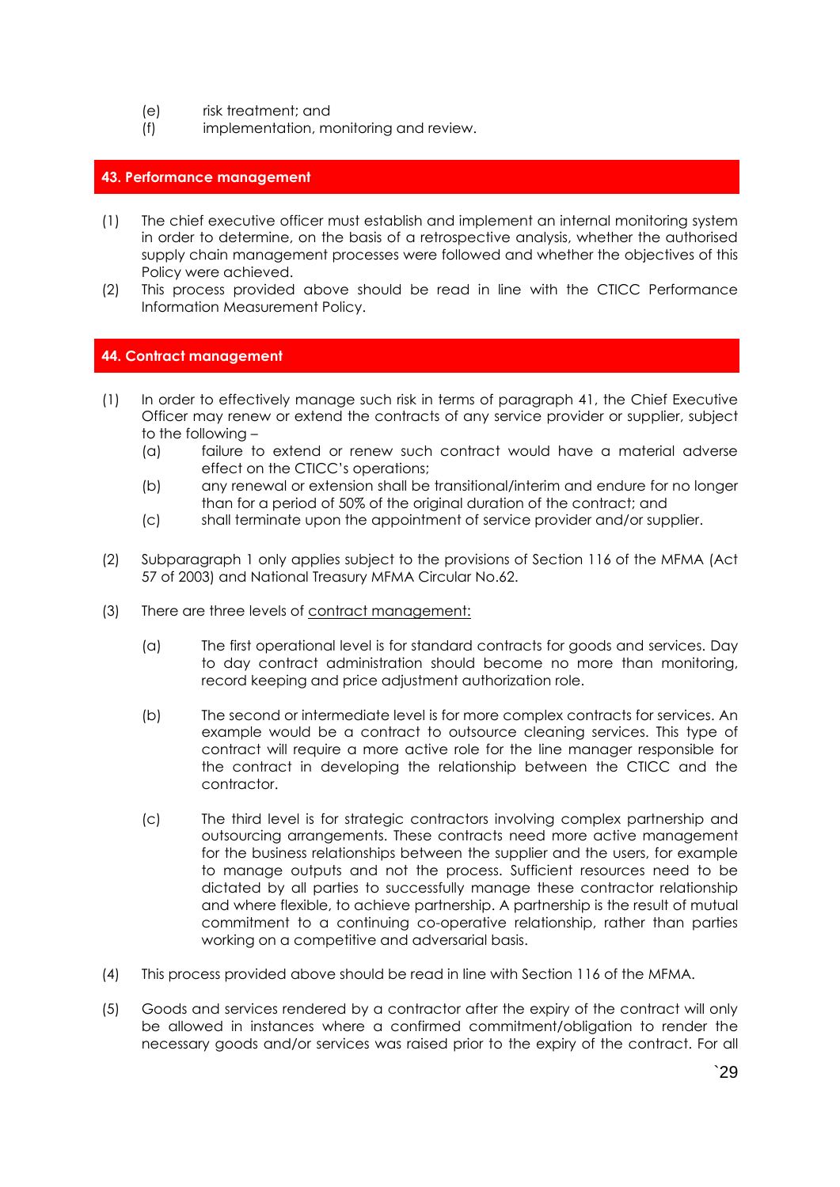(e) risk treatment; and
(f) implementation, monitoring and review.

## 43. Performance management

(1) The chief executive officer must establish and implement an internal monitoring system in order to determine, on the basis of a retrospective analysis, whether the authorised supply chain management processes were followed and whether the objectives of this Policy were achieved.

(2) This process provided above should be read in line with the CTICC Performance Information Measurement Policy.

## 44. Contract management

(1) In order to effectively manage such risk in terms of paragraph 41, the Chief Executive Officer may renew or extend the contracts of any service provider or supplier, subject to the following –

  (a) failure to extend or renew such contract would have a material adverse effect on the CTICC's operations;
  
  (b) any renewal or extension shall be transitional/interim and endure for no longer than for a period of 50% of the original duration of the contract; and
  
  (c) shall terminate upon the appointment of service provider and/or supplier.

(2) Subparagraph 1 only applies subject to the provisions of Section 116 of the MFMA (Act 57 of 2003) and National Treasury MFMA Circular No.62.

(3) There are three levels of <u>contract management:</u>

  (a) The first operational level is for standard contracts for goods and services. Day to day contract administration should become no more than monitoring, record keeping and price adjustment authorization role.
  
  (b) The second or intermediate level is for more complex contracts for services. An example would be a contract to outsource cleaning services. This type of contract will require a more active role for the line manager responsible for the contract in developing the relationship between the CTICC and the contractor.
  
  (c) The third level is for strategic contractors involving complex partnership and outsourcing arrangements. These contracts need more active management for the business relationships between the supplier and the users, for example to manage outputs and not the process. Sufficient resources need to be dictated by all parties to successfully manage these contractor relationship and where flexible, to achieve partnership. A partnership is the result of mutual commitment to a continuing co-operative relationship, rather than parties working on a competitive and adversarial basis.

(4) This process provided above should be read in line with Section 116 of the MFMA.

(5) Goods and services rendered by a contractor after the expiry of the contract will only be allowed in instances where a confirmed commitment/obligation to render the necessary goods and/or services was raised prior to the expiry of the contract. For all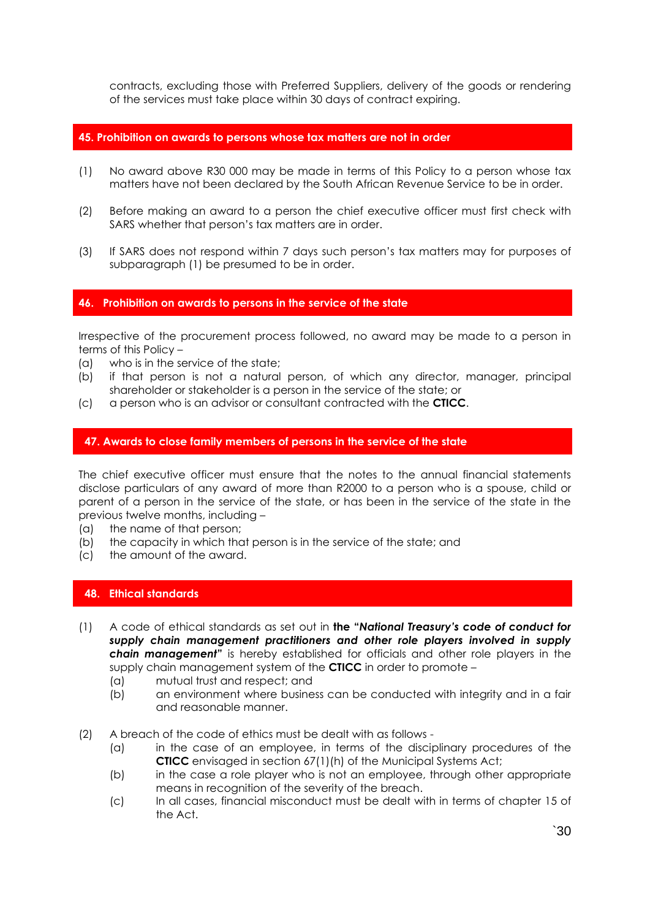contracts, excluding those with Preferred Suppliers, delivery of the goods or rendering of the services must take place within 30 days of contract expiring.

## 45. Prohibition on awards to persons whose tax matters are not in order

(1) No award above R30 000 may be made in terms of this Policy to a person whose tax matters have not been declared by the South African Revenue Service to be in order.

(2) Before making an award to a person the chief executive officer must first check with SARS whether that person's tax matters are in order.

(3) If SARS does not respond within 7 days such person's tax matters may for purposes of subparagraph (1) be presumed to be in order.

## 46. Prohibition on awards to persons in the service of the state

Irrespective of the procurement process followed, no award may be made to a person in terms of this Policy –

(a) who is in the service of the state;
(b) if that person is not a natural person, of which any director, manager, principal shareholder or stakeholder is a person in the service of the state; or
(c) a person who is an advisor or consultant contracted with the **CTICC**.

## 47. Awards to close family members of persons in the service of the state

The chief executive officer must ensure that the notes to the annual financial statements disclose particulars of any award of more than R2000 to a person who is a spouse, child or parent of a person in the service of the state, or has been in the service of the state in the previous twelve months, including –

(a) the name of that person;
(b) the capacity in which that person is in the service of the state; and
(c) the amount of the award.

## 48. Ethical standards

(1) A code of ethical standards as set out in **the "*National Treasury's code of conduct for supply chain management practitioners and other role players involved in supply chain management*"** is hereby established for officials and other role players in the supply chain management system of the **CTICC** in order to promote –
  (a) mutual trust and respect; and
  (b) an environment where business can be conducted with integrity and in a fair and reasonable manner.

(2) A breach of the code of ethics must be dealt with as follows -
  (a) in the case of an employee, in terms of the disciplinary procedures of the **CTICC** envisaged in section 67(1)(h) of the Municipal Systems Act;
  (b) in the case a role player who is not an employee, through other appropriate means in recognition of the severity of the breach.
  (c) In all cases, financial misconduct must be dealt with in terms of chapter 15 of the Act.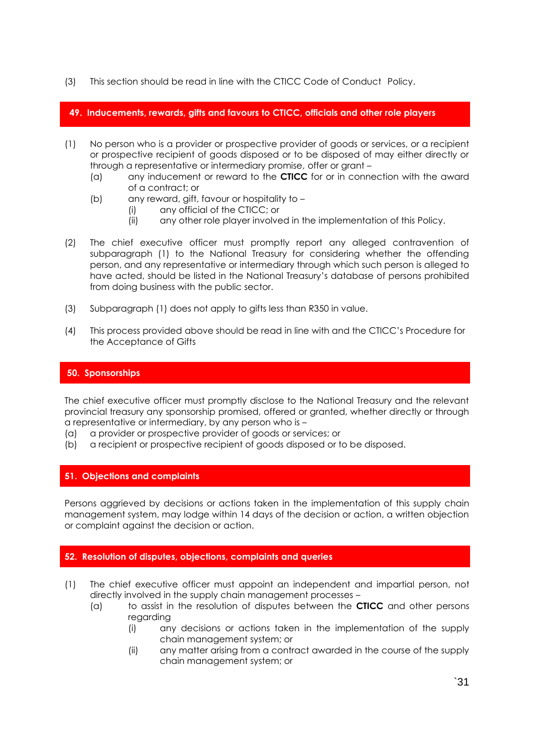(3) This section should be read in line with the CTICC Code of Conduct Policy.

## 49. Inducements, rewards, gifts and favours to CTICC, officials and other role players

(1) No person who is a provider or prospective provider of goods or services, or a recipient or prospective recipient of goods disposed or to be disposed of may either directly or through a representative or intermediary promise, offer or grant –

- (a) any inducement or reward to the **CTICC** for or in connection with the award of a contract; or
- (b) any reward, gift, favour or hospitality to –
  - (i) any official of the CTICC; or
  - (ii) any other role player involved in the implementation of this Policy.

(2) The chief executive officer must promptly report any alleged contravention of subparagraph (1) to the National Treasury for considering whether the offending person, and any representative or intermediary through which such person is alleged to have acted, should be listed in the National Treasury's database of persons prohibited from doing business with the public sector.

(3) Subparagraph (1) does not apply to gifts less than R350 in value.

(4) This process provided above should be read in line with and the CTICC's Procedure for the Acceptance of Gifts

## 50. Sponsorships

The chief executive officer must promptly disclose to the National Treasury and the relevant provincial treasury any sponsorship promised, offered or granted, whether directly or through a representative or intermediary, by any person who is –

- (a) a provider or prospective provider of goods or services; or
- (b) a recipient or prospective recipient of goods disposed or to be disposed.

## 51. Objections and complaints

Persons aggrieved by decisions or actions taken in the implementation of this supply chain management system, may lodge within 14 days of the decision or action, a written objection or complaint against the decision or action.

## 52. Resolution of disputes, objections, complaints and queries

(1) The chief executive officer must appoint an independent and impartial person, not directly involved in the supply chain management processes –

- (a) to assist in the resolution of disputes between the **CTICC** and other persons regarding
  - (i) any decisions or actions taken in the implementation of the supply chain management system; or
  - (ii) any matter arising from a contract awarded in the course of the supply chain management system; or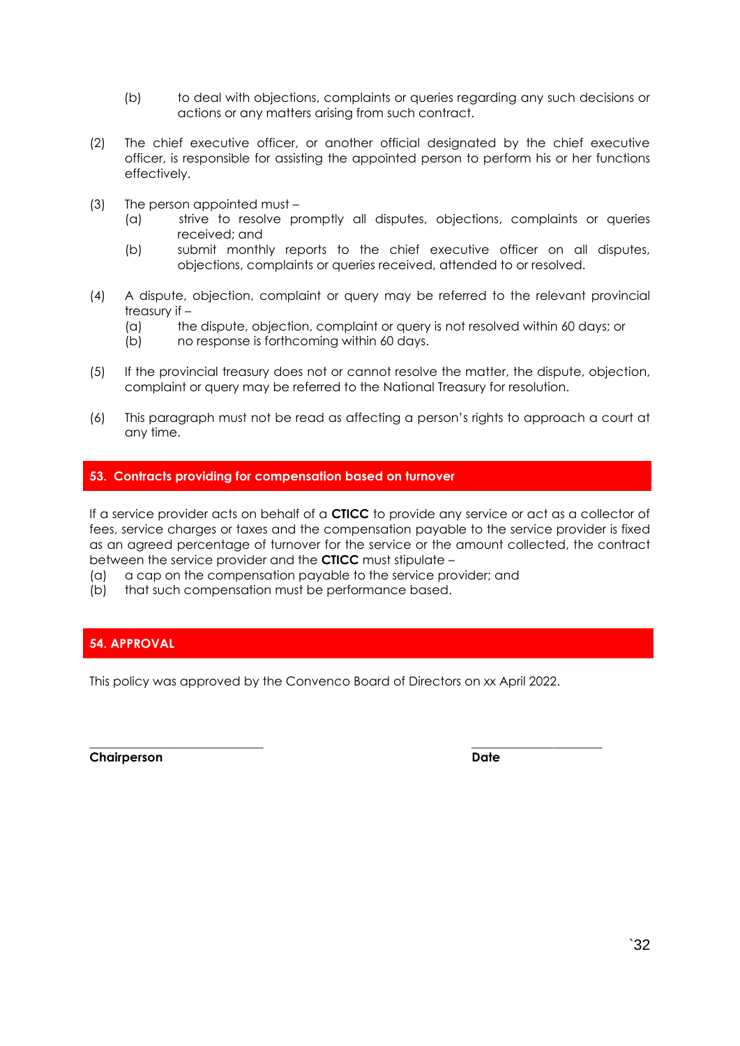(b) to deal with objections, complaints or queries regarding any such decisions or actions or any matters arising from such contract.

(2) The chief executive officer, or another official designated by the chief executive officer, is responsible for assisting the appointed person to perform his or her functions effectively.

(3) The person appointed must –
  (a) strive to resolve promptly all disputes, objections, complaints or queries received; and
  (b) submit monthly reports to the chief executive officer on all disputes, objections, complaints or queries received, attended to or resolved.

(4) A dispute, objection, complaint or query may be referred to the relevant provincial treasury if –
  (a) the dispute, objection, complaint or query is not resolved within 60 days; or
  (b) no response is forthcoming within 60 days.

(5) If the provincial treasury does not or cannot resolve the matter, the dispute, objection, complaint or query may be referred to the National Treasury for resolution.

(6) This paragraph must not be read as affecting a person's rights to approach a court at any time.

## 53. Contracts providing for compensation based on turnover

If a service provider acts on behalf of a **CTICC** to provide any service or act as a collector of fees, service charges or taxes and the compensation payable to the service provider is fixed as an agreed percentage of turnover for the service or the amount collected, the contract between the service provider and the **CTICC** must stipulate –

(a) a cap on the compensation payable to the service provider; and
(b) that such compensation must be performance based.

## 54. APPROVAL

This policy was approved by the Convenco Board of Directors on xx April 2022.

\_\_\_\_\_\_\_\_\_\_\_\_\_\_\_\_\_\_\_\_\_\_\_\_\_\_\_\_ \_\_\_\_\_\_\_\_\_\_\_\_\_\_\_\_\_\_\_\_\_\_\_

**Chairperson** **Date**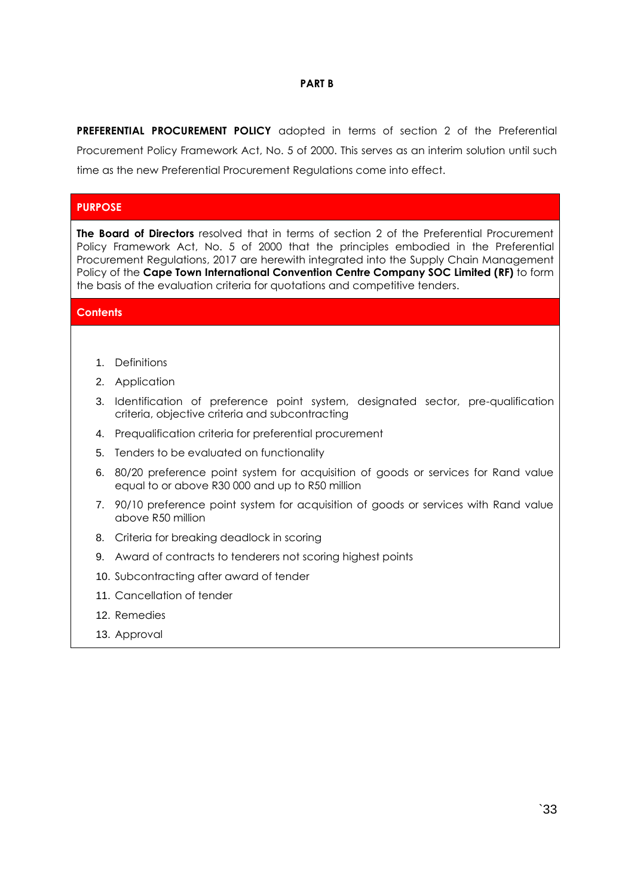## PART B

**PREFERENTIAL PROCUREMENT POLICY** adopted in terms of section 2 of the Preferential Procurement Policy Framework Act, No. 5 of 2000. This serves as an interim solution until such time as the new Preferential Procurement Regulations come into effect.

### PURPOSE

**The Board of Directors** resolved that in terms of section 2 of the Preferential Procurement Policy Framework Act, No. 5 of 2000 that the principles embodied in the Preferential Procurement Regulations, 2017 are herewith integrated into the Supply Chain Management Policy of the **Cape Town International Convention Centre Company SOC Limited (RF)** to form the basis of the evaluation criteria for quotations and competitive tenders.

### Contents

1. Definitions
2. Application
3. Identification of preference point system, designated sector, pre-qualification criteria, objective criteria and subcontracting
4. Prequalification criteria for preferential procurement
5. Tenders to be evaluated on functionality
6. 80/20 preference point system for acquisition of goods or services for Rand value equal to or above R30 000 and up to R50 million
7. 90/10 preference point system for acquisition of goods or services with Rand value above R50 million
8. Criteria for breaking deadlock in scoring
9. Award of contracts to tenderers not scoring highest points
10. Subcontracting after award of tender
11. Cancellation of tender
12. Remedies
13. Approval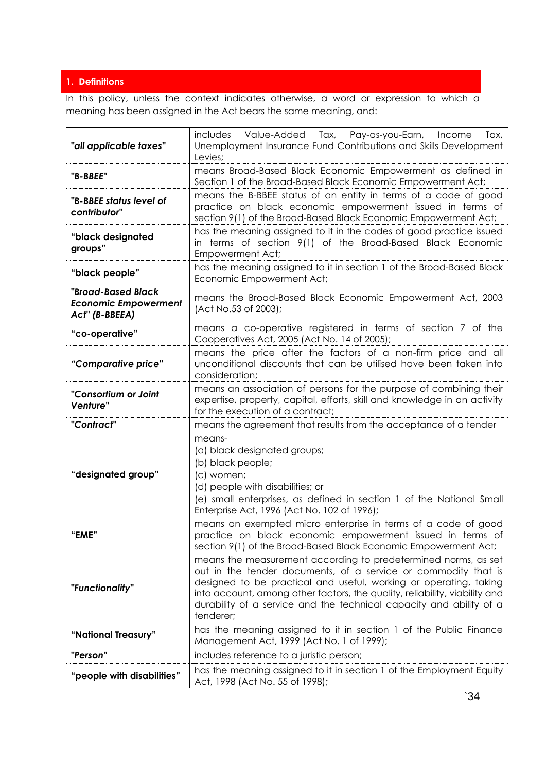## 1. Definitions

In this policy, unless the context indicates otherwise, a word or expression to which a meaning has been assigned in the Act bears the same meaning, and:

| | |
|---|---|
| ***"all applicable taxes"*** | includes Value-Added Tax, Pay-as-you-Earn, Income Tax, Unemployment Insurance Fund Contributions and Skills Development Levies; |
| ***"B-BBEE"*** | means Broad-Based Black Economic Empowerment as defined in Section 1 of the Broad-Based Black Economic Empowerment Act; |
| ***"B-BBEE status level of contributor"*** | means the B-BBEE status of an entity in terms of a code of good practice on black economic empowerment issued in terms of section 9(1) of the Broad-Based Black Economic Empowerment Act; |
| **"black designated groups"** | has the meaning assigned to it in the codes of good practice issued in terms of section 9(1) of the Broad-Based Black Economic Empowerment Act; |
| **"black people"** | has the meaning assigned to it in section 1 of the Broad-Based Black Economic Empowerment Act; |
| ***"Broad-Based Black Economic Empowerment Act" (B-BBEEA)*** | means the Broad-Based Black Economic Empowerment Act, 2003 (Act No.53 of 2003); |
| **"co-operative"** | means a co-operative registered in terms of section 7 of the Cooperatives Act, 2005 (Act No. 14 of 2005); |
| ***"Comparative price"*** | means the price after the factors of a non-firm price and all unconditional discounts that can be utilised have been taken into consideration; |
| ***"Consortium or Joint Venture"*** | means an association of persons for the purpose of combining their expertise, property, capital, efforts, skill and knowledge in an activity for the execution of a contract; |
| ***"Contract"*** | means the agreement that results from the acceptance of a tender |
| **"designated group"** | means-<br>(a) black designated groups;<br>(b) black people;<br>(c) women;<br>(d) people with disabilities; or<br>(e) small enterprises, as defined in section 1 of the National Small Enterprise Act, 1996 (Act No. 102 of 1996); |
| **"EME"** | means an exempted micro enterprise in terms of a code of good practice on black economic empowerment issued in terms of section 9(1) of the Broad-Based Black Economic Empowerment Act; |
| ***"Functionality"*** | means the measurement according to predetermined norms, as set out in the tender documents, of a service or commodity that is designed to be practical and useful, working or operating, taking into account, among other factors, the quality, reliability, viability and durability of a service and the technical capacity and ability of a tenderer; |
| **"National Treasury"** | has the meaning assigned to it in section 1 of the Public Finance Management Act, 1999 (Act No. 1 of 1999); |
| ***"Person"*** | includes reference to a juristic person; |
| **"people with disabilities"** | has the meaning assigned to it in section 1 of the Employment Equity Act, 1998 (Act No. 55 of 1998); |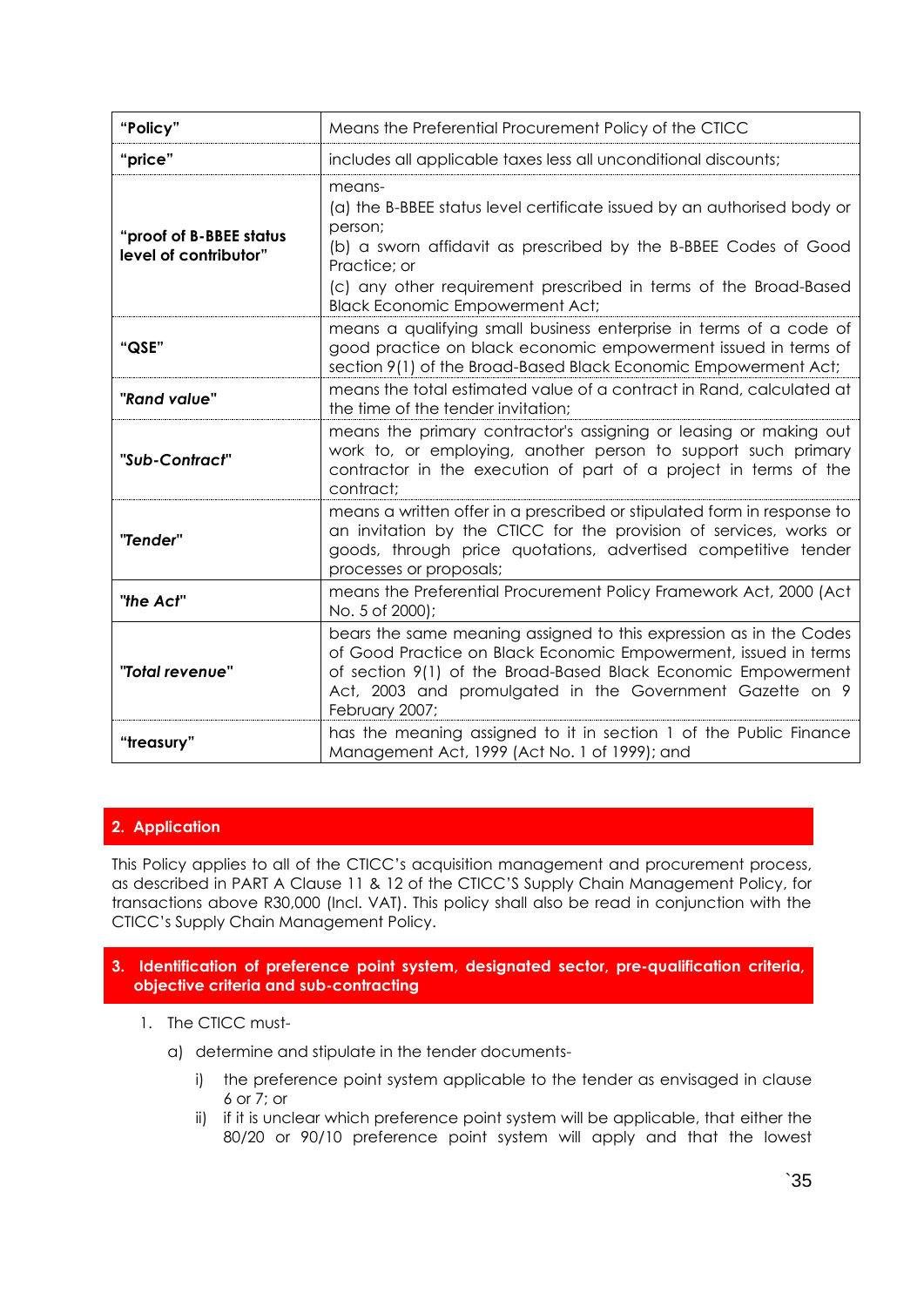| | |
|---|---|
| **"Policy"** | Means the Preferential Procurement Policy of the CTICC |
| **"price"** | includes all applicable taxes less all unconditional discounts; |
| **"proof of B-BBEE status level of contributor"** | means-<br>(a) the B-BBEE status level certificate issued by an authorised body or person;<br>(b) a sworn affidavit as prescribed by the B-BBEE Codes of Good Practice; or<br>(c) any other requirement prescribed in terms of the Broad-Based Black Economic Empowerment Act; |
| **"QSE"** | means a qualifying small business enterprise in terms of a code of good practice on black economic empowerment issued in terms of section 9(1) of the Broad-Based Black Economic Empowerment Act; |
| ***"Rand value"*** | means the total estimated value of a contract in Rand, calculated at the time of the tender invitation; |
| ***"Sub-Contract"*** | means the primary contractor's assigning or leasing or making out work to, or employing, another person to support such primary contractor in the execution of part of a project in terms of the contract; |
| ***"Tender"*** | means a written offer in a prescribed or stipulated form in response to an invitation by the CTICC for the provision of services, works or goods, through price quotations, advertised competitive tender processes or proposals; |
| ***"the Act"*** | means the Preferential Procurement Policy Framework Act, 2000 (Act No. 5 of 2000); |
| ***"Total revenue"*** | bears the same meaning assigned to this expression as in the Codes of Good Practice on Black Economic Empowerment, issued in terms of section 9(1) of the Broad-Based Black Economic Empowerment Act, 2003 and promulgated in the Government Gazette on 9 February 2007; |
| **"treasury"** | has the meaning assigned to it in section 1 of the Public Finance Management Act, 1999 (Act No. 1 of 1999); and |

## 2. Application

This Policy applies to all of the CTICC's acquisition management and procurement process, as described in PART A Clause 11 & 12 of the CTICC'S Supply Chain Management Policy, for transactions above R30,000 (Incl. VAT). This policy shall also be read in conjunction with the CTICC's Supply Chain Management Policy.

## 3. Identification of preference point system, designated sector, pre-qualification criteria, objective criteria and sub-contracting

1. The CTICC must-

   a) determine and stipulate in the tender documents-

      i) the preference point system applicable to the tender as envisaged in clause 6 or 7; or

      ii) if it is unclear which preference point system will be applicable, that either the 80/20 or 90/10 preference point system will apply and that the lowest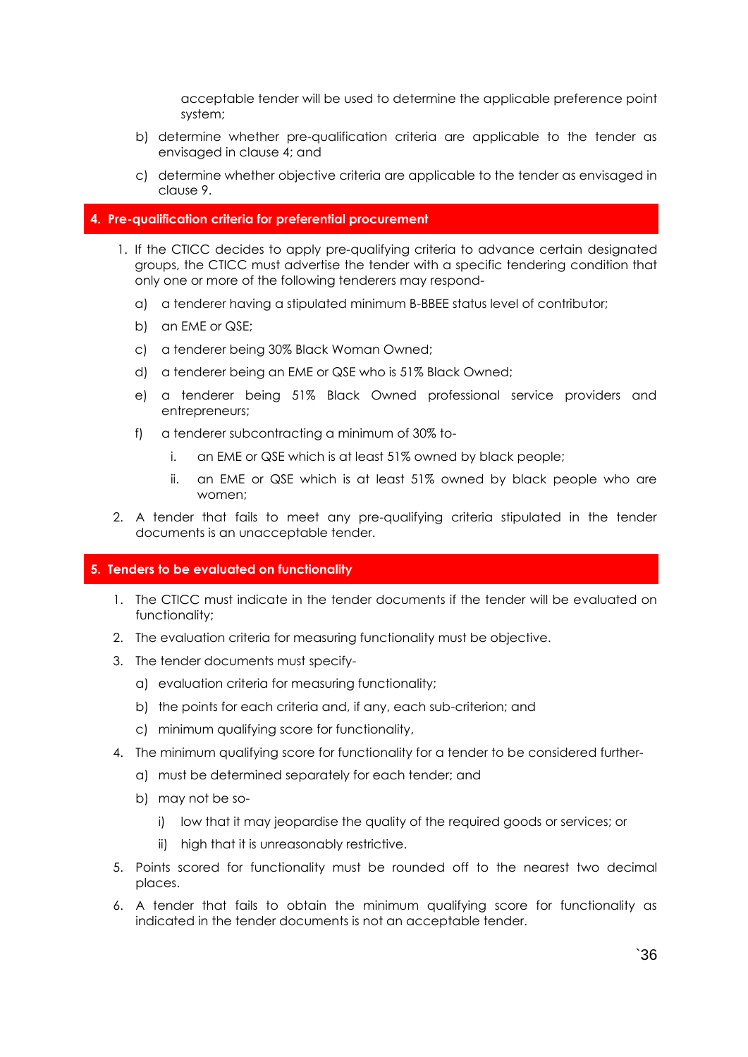acceptable tender will be used to determine the applicable preference point system;

b) determine whether pre-qualification criteria are applicable to the tender as envisaged in clause 4; and

c) determine whether objective criteria are applicable to the tender as envisaged in clause 9.

## 4. Pre-qualification criteria for preferential procurement

1. If the CTICC decides to apply pre-qualifying criteria to advance certain designated groups, the CTICC must advertise the tender with a specific tendering condition that only one or more of the following tenderers may respond-

   a) a tenderer having a stipulated minimum B-BBEE status level of contributor;

   b) an EME or QSE;

   c) a tenderer being 30% Black Woman Owned;

   d) a tenderer being an EME or QSE who is 51% Black Owned;

   e) a tenderer being 51% Black Owned professional service providers and entrepreneurs;

   f) a tenderer subcontracting a minimum of 30% to-

      i. an EME or QSE which is at least 51% owned by black people;

      ii. an EME or QSE which is at least 51% owned by black people who are women;

2. A tender that fails to meet any pre-qualifying criteria stipulated in the tender documents is an unacceptable tender.

## 5. Tenders to be evaluated on functionality

1. The CTICC must indicate in the tender documents if the tender will be evaluated on functionality;
2. The evaluation criteria for measuring functionality must be objective.
3. The tender documents must specify-

   a) evaluation criteria for measuring functionality;

   b) the points for each criteria and, if any, each sub-criterion; and

   c) minimum qualifying score for functionality,

4. The minimum qualifying score for functionality for a tender to be considered further-

   a) must be determined separately for each tender; and

   b) may not be so-

      i) low that it may jeopardise the quality of the required goods or services; or

      ii) high that it is unreasonably restrictive.

5. Points scored for functionality must be rounded off to the nearest two decimal places.
6. A tender that fails to obtain the minimum qualifying score for functionality as indicated in the tender documents is not an acceptable tender.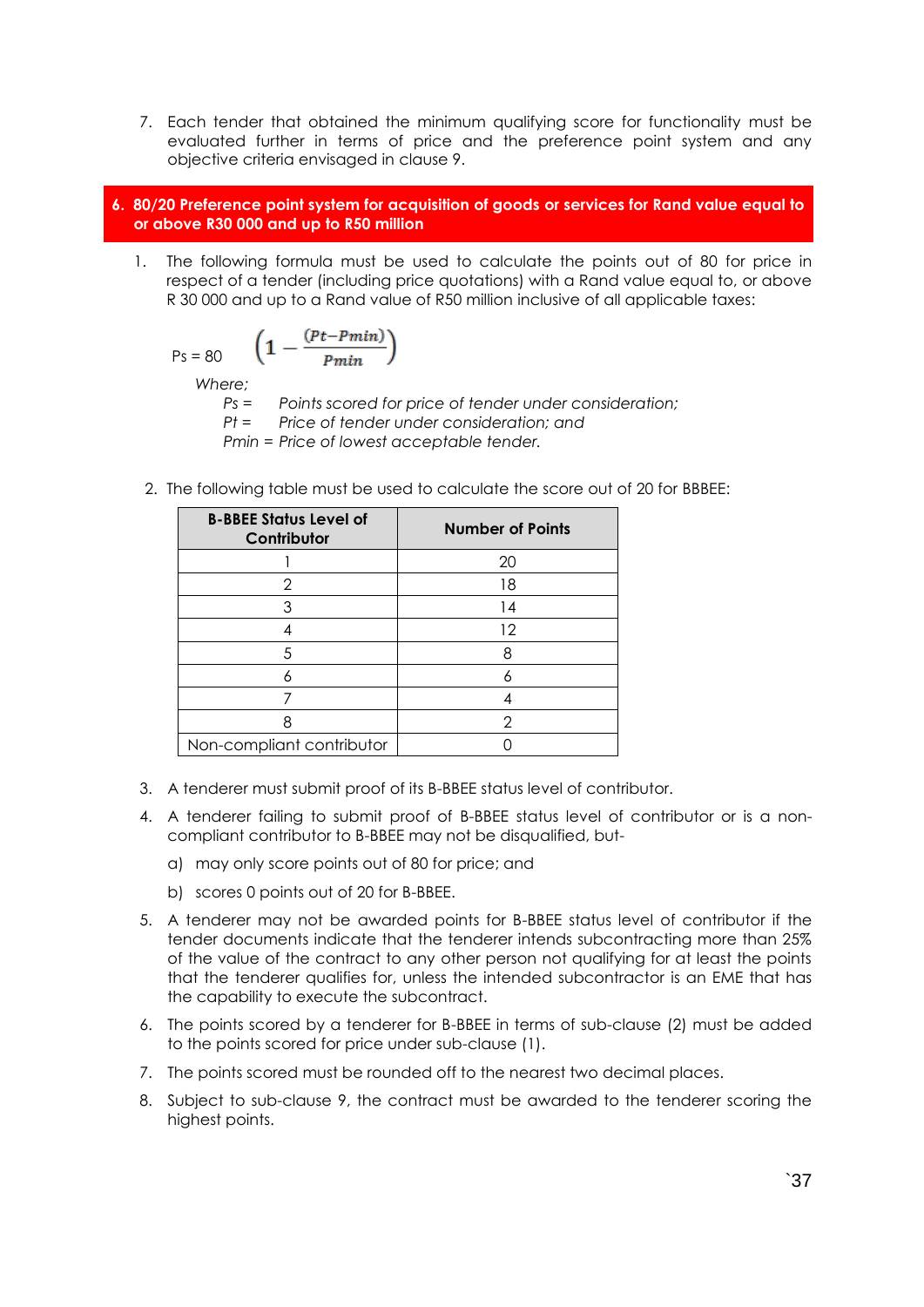7. Each tender that obtained the minimum qualifying score for functionality must be evaluated further in terms of price and the preference point system and any objective criteria envisaged in clause 9.

## 6. 80/20 Preference point system for acquisition of goods or services for Rand value equal to or above R30 000 and up to R50 million

1. The following formula must be used to calculate the points out of 80 for price in respect of a tender (including price quotations) with a Rand value equal to, or above R 30 000 and up to a Rand value of R50 million inclusive of all applicable taxes:

$$Ps = 80 \left(1 - \frac{(Pt - Pmin)}{Pmin}\right)$$

*Where;*

*Ps = Points scored for price of tender under consideration;*

*Pt = Price of tender under consideration; and*

*Pmin = Price of lowest acceptable tender.*

2. The following table must be used to calculate the score out of 20 for BBBEE:

| B-BBEE Status Level of Contributor | Number of Points |
|---|---|
| 1 | 20 |
| 2 | 18 |
| 3 | 14 |
| 4 | 12 |
| 5 | 8 |
| 6 | 6 |
| 7 | 4 |
| 8 | 2 |
| Non-compliant contributor | 0 |

3. A tenderer must submit proof of its B-BBEE status level of contributor.
4. A tenderer failing to submit proof of B-BBEE status level of contributor or is a non-compliant contributor to B-BBEE may not be disqualified, but-
   a) may only score points out of 80 for price; and
   b) scores 0 points out of 20 for B-BBEE.
5. A tenderer may not be awarded points for B-BBEE status level of contributor if the tender documents indicate that the tenderer intends subcontracting more than 25% of the value of the contract to any other person not qualifying for at least the points that the tenderer qualifies for, unless the intended subcontractor is an EME that has the capability to execute the subcontract.
6. The points scored by a tenderer for B-BBEE in terms of sub-clause (2) must be added to the points scored for price under sub-clause (1).
7. The points scored must be rounded off to the nearest two decimal places.
8. Subject to sub-clause 9, the contract must be awarded to the tenderer scoring the highest points.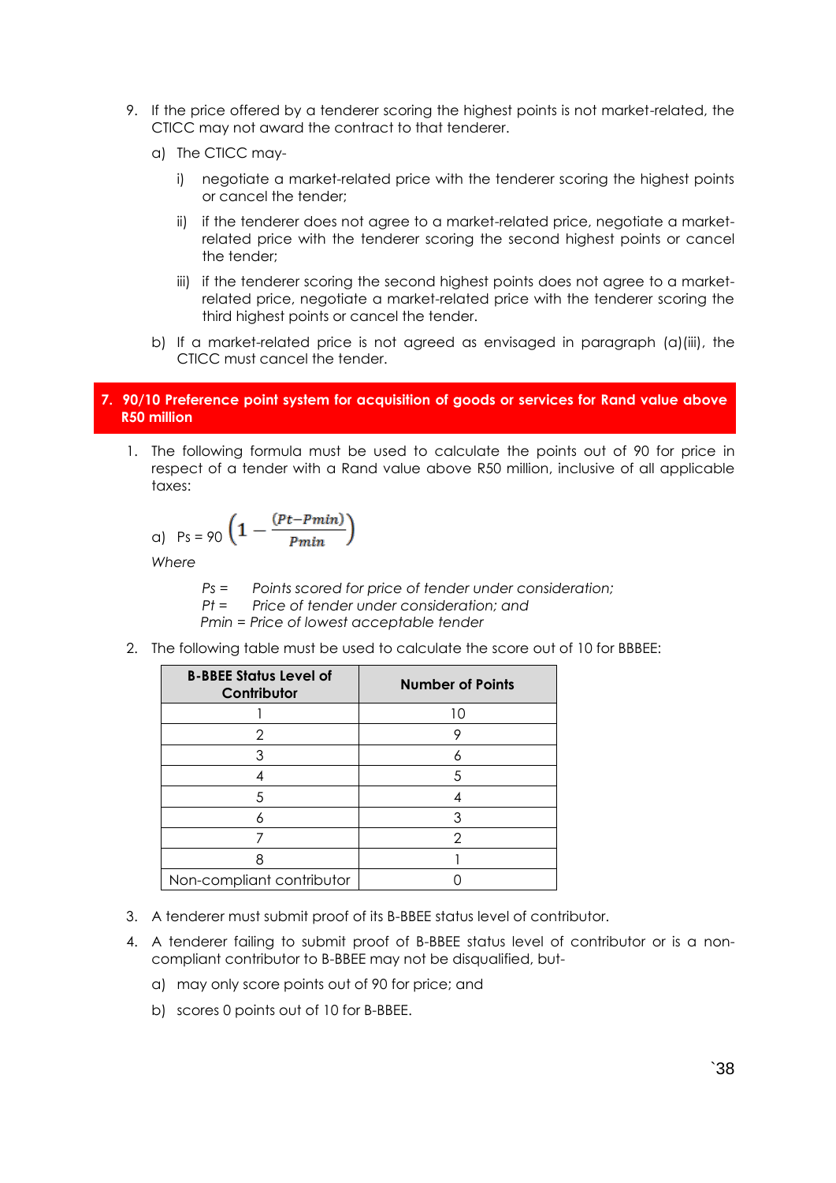9. If the price offered by a tenderer scoring the highest points is not market-related, the CTICC may not award the contract to that tenderer.

   a) The CTICC may-

      i) negotiate a market-related price with the tenderer scoring the highest points or cancel the tender;

      ii) if the tenderer does not agree to a market-related price, negotiate a market-related price with the tenderer scoring the second highest points or cancel the tender;

      iii) if the tenderer scoring the second highest points does not agree to a market-related price, negotiate a market-related price with the tenderer scoring the third highest points or cancel the tender.

   b) If a market-related price is not agreed as envisaged in paragraph (a)(iii), the CTICC must cancel the tender.

## 7. 90/10 Preference point system for acquisition of goods or services for Rand value above R50 million

1. The following formula must be used to calculate the points out of 90 for price in respect of a tender with a Rand value above R50 million, inclusive of all applicable taxes:

   a) $Ps = 90\left(1 - \frac{(Pt - Pmin)}{Pmin}\right)$

   *Where*

   *Ps = Points scored for price of tender under consideration;*
   *Pt = Price of tender under consideration; and*
   *Pmin = Price of lowest acceptable tender*

2. The following table must be used to calculate the score out of 10 for BBBEE:

| B-BBEE Status Level of Contributor | Number of Points |
|---|---|
| 1 | 10 |
| 2 | 9 |
| 3 | 6 |
| 4 | 5 |
| 5 | 4 |
| 6 | 3 |
| 7 | 2 |
| 8 | 1 |
| Non-compliant contributor | 0 |

3. A tenderer must submit proof of its B-BBEE status level of contributor.

4. A tenderer failing to submit proof of B-BBEE status level of contributor or is a non-compliant contributor to B-BBEE may not be disqualified, but-

   a) may only score points out of 90 for price; and

   b) scores 0 points out of 10 for B-BBEE.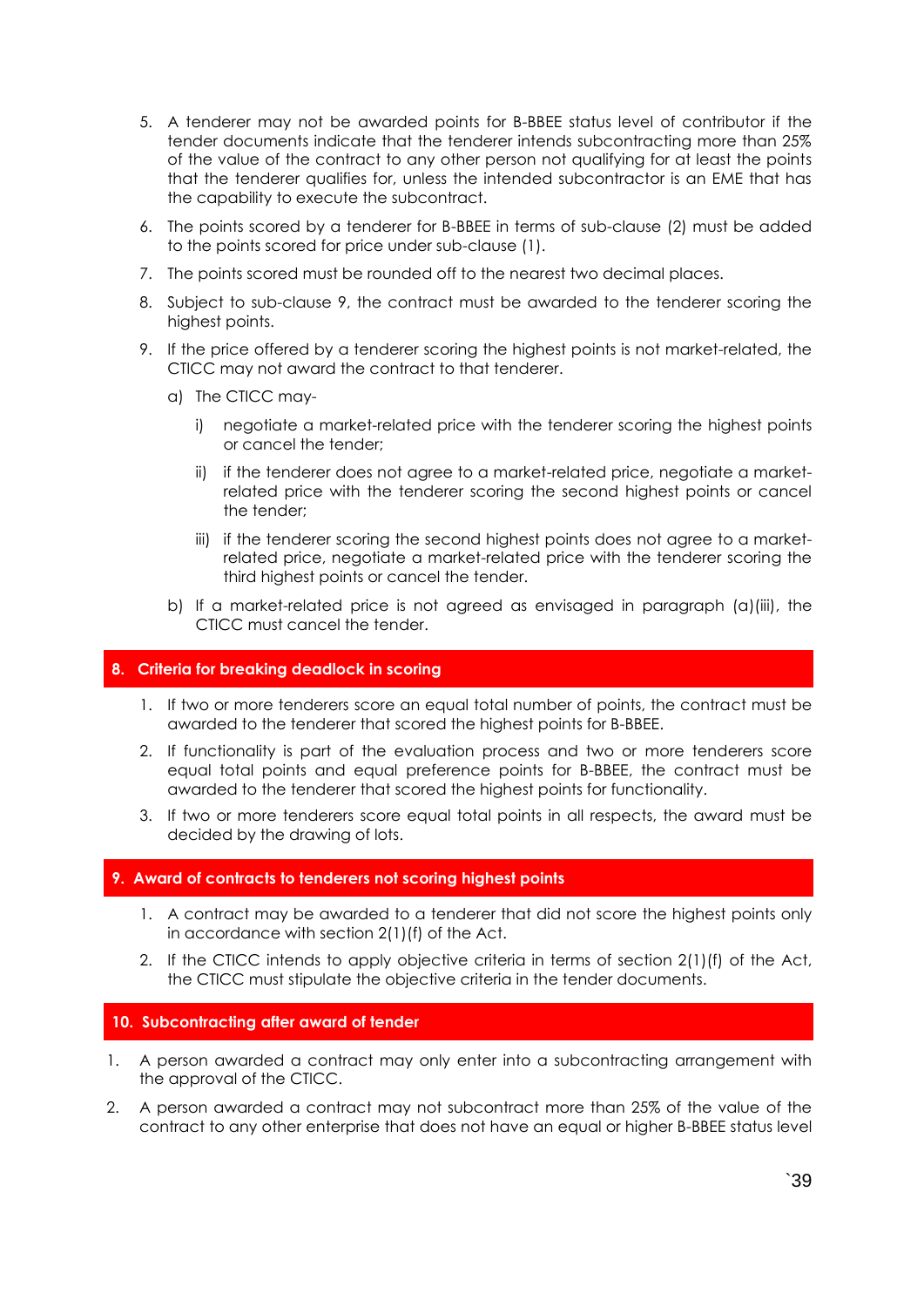5. A tenderer may not be awarded points for B-BBEE status level of contributor if the tender documents indicate that the tenderer intends subcontracting more than 25% of the value of the contract to any other person not qualifying for at least the points that the tenderer qualifies for, unless the intended subcontractor is an EME that has the capability to execute the subcontract.

6. The points scored by a tenderer for B-BBEE in terms of sub-clause (2) must be added to the points scored for price under sub-clause (1).

7. The points scored must be rounded off to the nearest two decimal places.

8. Subject to sub-clause 9, the contract must be awarded to the tenderer scoring the highest points.

9. If the price offered by a tenderer scoring the highest points is not market-related, the CTICC may not award the contract to that tenderer.

   a) The CTICC may-

      i) negotiate a market-related price with the tenderer scoring the highest points or cancel the tender;

      ii) if the tenderer does not agree to a market-related price, negotiate a market-related price with the tenderer scoring the second highest points or cancel the tender;

      iii) if the tenderer scoring the second highest points does not agree to a market-related price, negotiate a market-related price with the tenderer scoring the third highest points or cancel the tender.

   b) If a market-related price is not agreed as envisaged in paragraph (a)(iii), the CTICC must cancel the tender.

## 8. Criteria for breaking deadlock in scoring

1. If two or more tenderers score an equal total number of points, the contract must be awarded to the tenderer that scored the highest points for B-BBEE.

2. If functionality is part of the evaluation process and two or more tenderers score equal total points and equal preference points for B-BBEE, the contract must be awarded to the tenderer that scored the highest points for functionality.

3. If two or more tenderers score equal total points in all respects, the award must be decided by the drawing of lots.

## 9. Award of contracts to tenderers not scoring highest points

1. A contract may be awarded to a tenderer that did not score the highest points only in accordance with section 2(1)(f) of the Act.

2. If the CTICC intends to apply objective criteria in terms of section 2(1)(f) of the Act, the CTICC must stipulate the objective criteria in the tender documents.

## 10. Subcontracting after award of tender

1. A person awarded a contract may only enter into a subcontracting arrangement with the approval of the CTICC.

2. A person awarded a contract may not subcontract more than 25% of the value of the contract to any other enterprise that does not have an equal or higher B-BBEE status level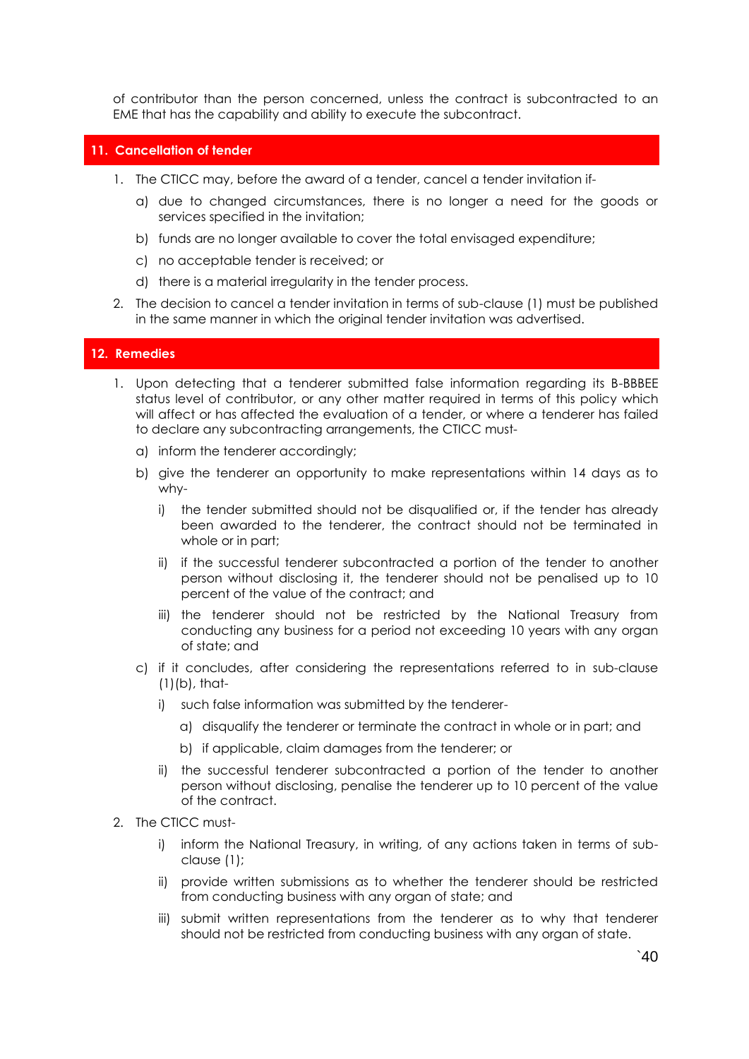of contributor than the person concerned, unless the contract is subcontracted to an EME that has the capability and ability to execute the subcontract.

## 11. Cancellation of tender

1. The CTICC may, before the award of a tender, cancel a tender invitation if-
   a) due to changed circumstances, there is no longer a need for the goods or services specified in the invitation;
   b) funds are no longer available to cover the total envisaged expenditure;
   c) no acceptable tender is received; or
   d) there is a material irregularity in the tender process.
2. The decision to cancel a tender invitation in terms of sub-clause (1) must be published in the same manner in which the original tender invitation was advertised.

## 12. Remedies

1. Upon detecting that a tenderer submitted false information regarding its B-BBBEE status level of contributor, or any other matter required in terms of this policy which will affect or has affected the evaluation of a tender, or where a tenderer has failed to declare any subcontracting arrangements, the CTICC must-
   a) inform the tenderer accordingly;
   b) give the tenderer an opportunity to make representations within 14 days as to why-
      i) the tender submitted should not be disqualified or, if the tender has already been awarded to the tenderer, the contract should not be terminated in whole or in part;
      ii) if the successful tenderer subcontracted a portion of the tender to another person without disclosing it, the tenderer should not be penalised up to 10 percent of the value of the contract; and
      iii) the tenderer should not be restricted by the National Treasury from conducting any business for a period not exceeding 10 years with any organ of state; and
   c) if it concludes, after considering the representations referred to in sub-clause (1)(b), that-
      i) such false information was submitted by the tenderer-
         a) disqualify the tenderer or terminate the contract in whole or in part; and
         b) if applicable, claim damages from the tenderer; or
      ii) the successful tenderer subcontracted a portion of the tender to another person without disclosing, penalise the tenderer up to 10 percent of the value of the contract.
2. The CTICC must-
   i) inform the National Treasury, in writing, of any actions taken in terms of sub-clause (1);
   ii) provide written submissions as to whether the tenderer should be restricted from conducting business with any organ of state; and
   iii) submit written representations from the tenderer as to why that tenderer should not be restricted from conducting business with any organ of state.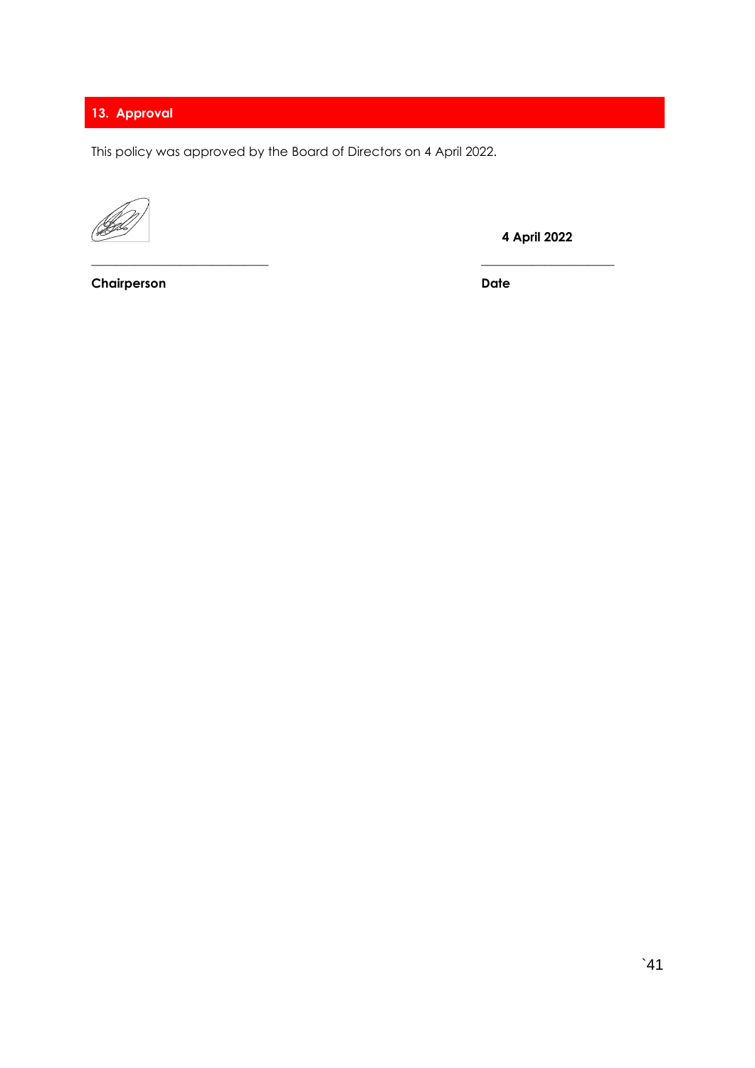## 13. Approval

This policy was approved by the Board of Directors on 4 April 2022.

**4 April 2022**

______________________________ ______________________

**Chairperson** **Date**